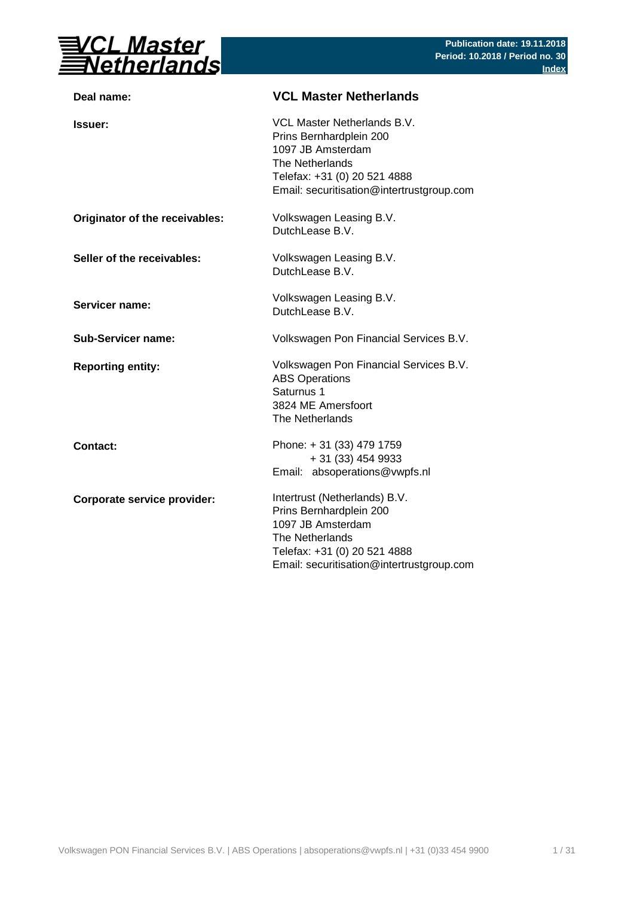**VCL Master Netherlands**

**Publication date: 19.11.2018**
**Period: 10.2018 / Period no. 30**
**Index**

| | |
|---|---|
| **Deal name:** | **VCL Master Netherlands** |
| **Issuer:** | VCL Master Netherlands B.V.<br>Prins Bernhardplein 200<br>1097 JB Amsterdam<br>The Netherlands<br>Telefax: +31 (0) 20 521 4888<br>Email: securitisation@intertrustgroup.com |
| **Originator of the receivables:** | Volkswagen Leasing B.V.<br>DutchLease B.V. |
| **Seller of the receivables:** | Volkswagen Leasing B.V.<br>DutchLease B.V. |
| **Servicer name:** | Volkswagen Leasing B.V.<br>DutchLease B.V. |
| **Sub-Servicer name:** | Volkswagen Pon Financial Services B.V. |
| **Reporting entity:** | Volkswagen Pon Financial Services B.V.<br>ABS Operations<br>Saturnus 1<br>3824 ME Amersfoort<br>The Netherlands |
| **Contact:** | Phone: + 31 (33) 479 1759<br>+ 31 (33) 454 9933<br>Email: absoperations@vwpfs.nl |
| **Corporate service provider:** | Intertrust (Netherlands) B.V.<br>Prins Bernhardplein 200<br>1097 JB Amsterdam<br>The Netherlands<br>Telefax: +31 (0) 20 521 4888<br>Email: securitisation@intertrustgroup.com |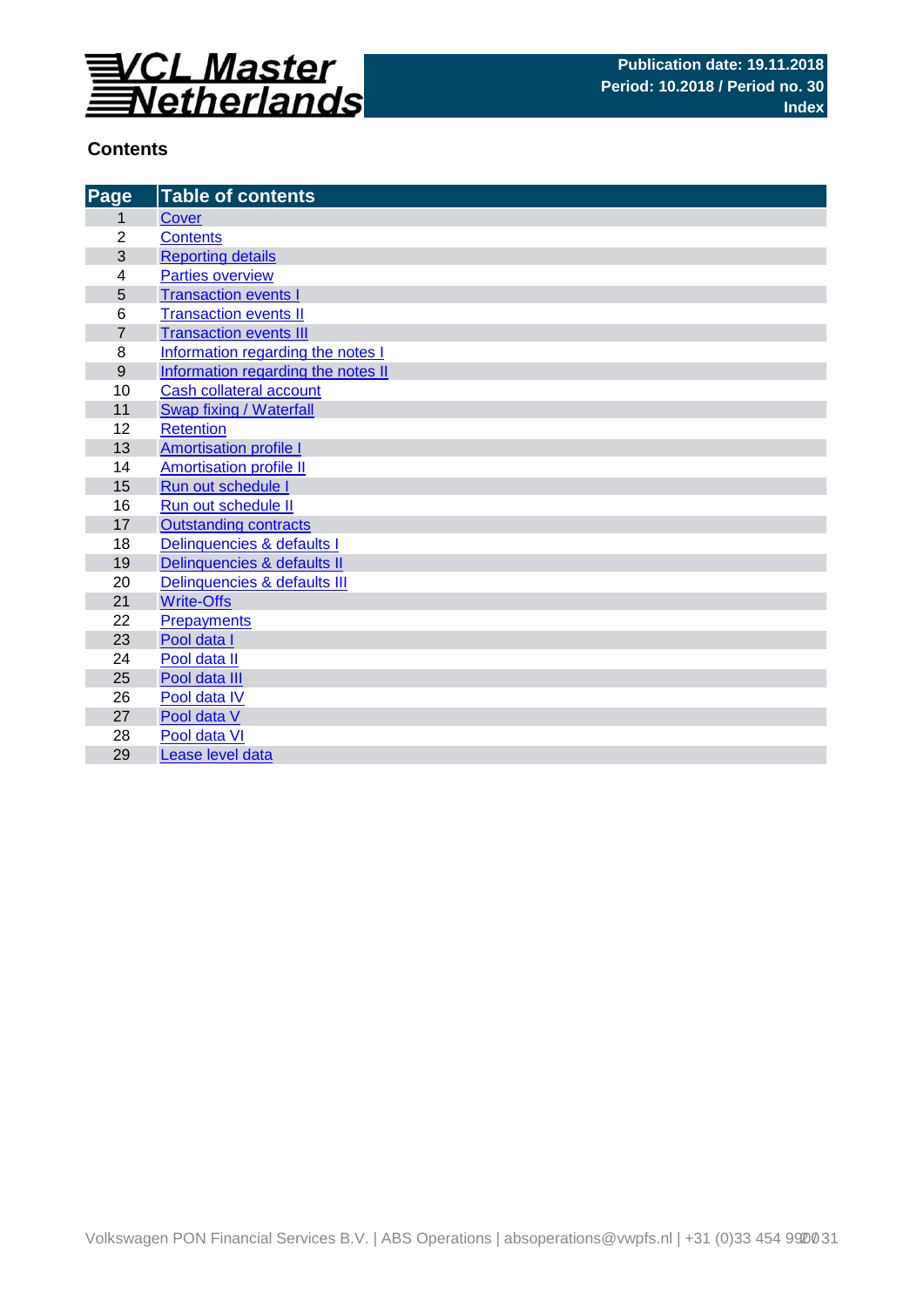# VCL Master Netherlands

**Publication date: 19.11.2018**
**Period: 10.2018 / Period no. 30**
**Index**

## Contents

| Page | Table of contents |
|---|---|
| 1 | Cover |
| 2 | Contents |
| 3 | Reporting details |
| 4 | Parties overview |
| 5 | Transaction events I |
| 6 | Transaction events II |
| 7 | Transaction events III |
| 8 | Information regarding the notes I |
| 9 | Information regarding the notes II |
| 10 | Cash collateral account |
| 11 | Swap fixing / Waterfall |
| 12 | Retention |
| 13 | Amortisation profile I |
| 14 | Amortisation profile II |
| 15 | Run out schedule I |
| 16 | Run out schedule II |
| 17 | Outstanding contracts |
| 18 | Delinquencies & defaults I |
| 19 | Delinquencies & defaults II |
| 20 | Delinquencies & defaults III |
| 21 | Write-Offs |
| 22 | Prepayments |
| 23 | Pool data I |
| 24 | Pool data II |
| 25 | Pool data III |
| 26 | Pool data IV |
| 27 | Pool data V |
| 28 | Pool data VI |
| 29 | Lease level data |

Volkswagen PON Financial Services B.V. | ABS Operations | absoperations@vwpfs.nl | +31 (0)33 454 9900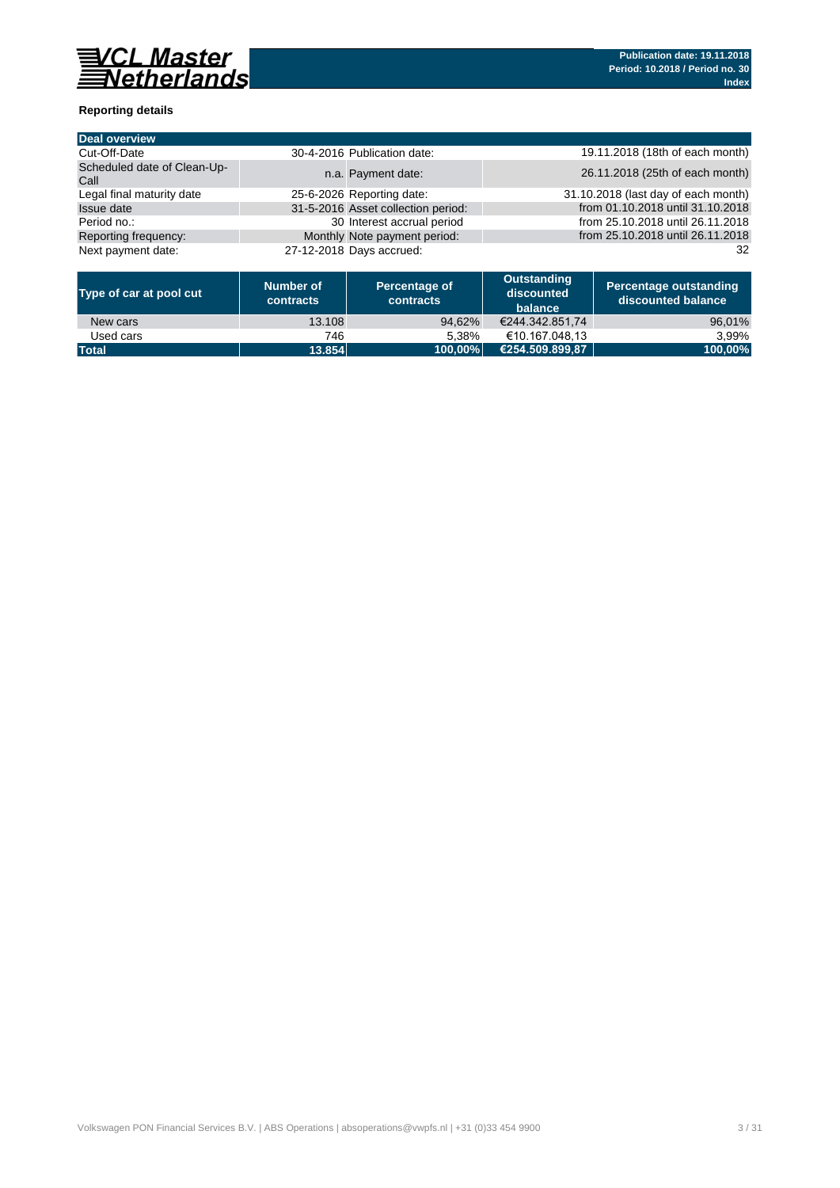**Reporting details**

| Deal overview | | | |
|---|---|---|---|
| Cut-Off-Date | 30-4-2016 | Publication date: | 19.11.2018 (18th of each month) |
| Scheduled date of Clean-Up-Call | n.a. | Payment date: | 26.11.2018 (25th of each month) |
| Legal final maturity date | 25-6-2026 | Reporting date: | 31.10.2018 (last day of each month) |
| Issue date | 31-5-2016 | Asset collection period: | from 01.10.2018 until 31.10.2018 |
| Period no.: | 30 | Interest accrual period | from 25.10.2018 until 26.11.2018 |
| Reporting frequency: | Monthly | Note payment period: | from 25.10.2018 until 26.11.2018 |
| Next payment date: | 27-12-2018 | Days accrued: | 32 |

| Type of car at pool cut | Number of contracts | Percentage of contracts | Outstanding discounted balance | Percentage outstanding discounted balance |
|---|---|---|---|---|
| New cars | 13.108 | 94,62% | €244.342.851,74 | 96,01% |
| Used cars | 746 | 5,38% | €10.167.048,13 | 3,99% |
| **Total** | **13.854** | **100,00%** | **€254.509.899,87** | **100,00%** |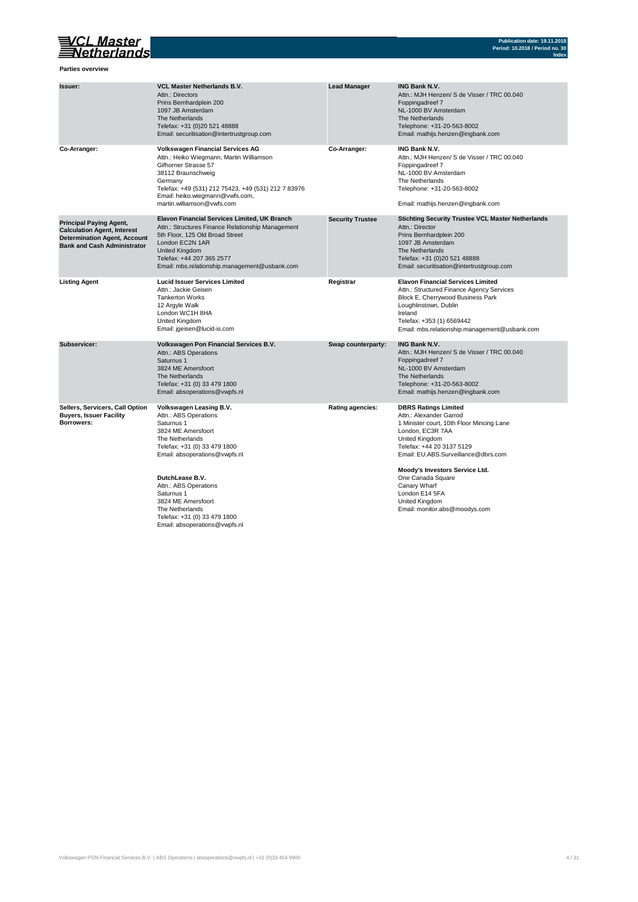**Parties overview**

| | | | |
|---|---|---|---|
| **Issuer:** | **VCL Master Netherlands B.V.**<br>Attn.: Directors<br>Prins Bernhardplein 200<br>1097 JB Amsterdam<br>The Netherlands<br>Telefax: +31 (0)20 521 48888<br>Email: securitisation@intertrustgroup.com | **Lead Manager** | **ING Bank N.V.**<br>Attn.: MJH Henzen/ S de Visser / TRC 00.040<br>Foppingadreef 7<br>NL-1000 BV Amsterdam<br>The Netherlands<br>Telephone: +31-20-563-8002<br>Email: mathijs.henzen@ingbank.com |
| **Co-Arranger:** | **Volkswagen Financial Services AG**<br>Attn.: Heiko Wiegmann, Martin Williamson<br>Gifhorner Strasse 57<br>38112 Braunschweig<br>Germany<br>Telefax: +49 (531) 212 75423, +49 (531) 212 7 83976<br>Email: heiko.wiegmann@vwfs.com,<br>martin.williamson@vwfs.com | **Co-Arranger:** | **ING Bank N.V.**<br>Attn.: MJH Henzen/ S de Visser / TRC 00.040<br>Foppingadreef 7<br>NL-1000 BV Amsterdam<br>The Netherlands<br>Telephone: +31-20-563-8002<br><br>Email: mathijs.henzen@ingbank.com |
| **Principal Paying Agent, Calculation Agent, Interest Determination Agent, Account Bank and Cash Administrator** | **Elavon Financial Services Limited, UK Branch**<br>Attn.: Structures Finance Relationship Management<br>5th Floor, 125 Old Broad Street<br>London EC2N 1AR<br>United Kingdom<br>Telefax: +44 207 365 2577<br>Email: mbs.relationship.management@usbank.com | **Security Trustee** | **Stichting Security Trustee VCL Master Netherlands**<br>Attn.: Director<br>Prins Bernhardplein 200<br>1097 JB Amsterdam<br>The Netherlands<br>Telefax: +31 (0)20 521 48888<br>Email: securitisation@intertrustgroup.com |
| **Listing Agent** | **Lucid Issuer Services Limited**<br>Attn.: Jackie Geisen<br>Tankerton Works<br>12 Argyle Walk<br>London WC1H 8HA<br>United Kingdom<br>Email: jgeisen@lucid-is.com | **Registrar** | **Elavon Financial Services Limited**<br>Attn.: Structured Finance Agency Services<br>Block E, Cherrywood Business Park<br>Loughlinstown, Dublin<br>Ireland<br>Telefax: +353 (1) 6569442<br>Email: mbs.relationship.management@usbank.com |
| **Subservicer:** | **Volkswagen Pon Financial Services B.V.**<br>Attn.: ABS Operations<br>Saturnus 1<br>3824 ME Amersfoort<br>The Netherlands<br>Telefax: +31 (0) 33 479 1800<br>Email: absoperations@vwpfs.nl | **Swap counterparty:** | **ING Bank N.V.**<br>Attn.: MJH Henzen/ S de Visser / TRC 00.040<br>Foppingadreef 7<br>NL-1000 BV Amsterdam<br>The Netherlands<br>Telephone: +31-20-563-8002<br>Email: mathijs.henzen@ingbank.com |
| **Sellers, Servicers, Call Option Buyers, Issuer Facility Borrowers:** | **Volkswagen Leasing B.V.**<br>Attn.: ABS Operations<br>Saturnus 1<br>3824 ME Amersfoort<br>The Netherlands<br>Telefax: +31 (0) 33 479 1800<br>Email: absoperations@vwpfs.nl<br><br>**DutchLease B.V.**<br>Attn.: ABS Operations<br>Saturnus 1<br>3824 ME Amersfoort<br>The Netherlands<br>Telefax: +31 (0) 33 479 1800<br>Email: absoperations@vwpfs.nl | **Rating agencies:** | **DBRS Ratings Limited**<br>Attn.: Alexander Garrod<br>1 Minister court, 10th Floor Mincing Lane<br>London, EC3R 7AA<br>United Kingdom<br>Telefax: +44 20 3137 5129<br>Email: EU.ABS.Surveillance@dbrs.com<br><br>**Moody's Investors Service Ltd.**<br>One Canada Square<br>Canary Wharf<br>London E14 5FA<br>United Kingdom<br>Email: monitor.abs@moodys.com |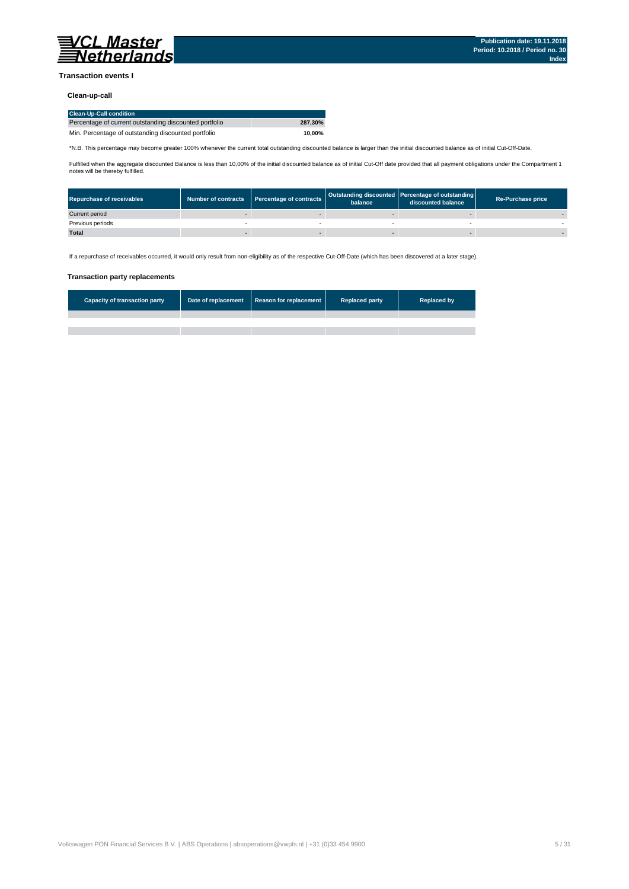## Transaction events I

### Clean-up-call

| Clean-Up-Call condition | |
|---|---|
| Percentage of current outstanding discounted portfolio | 287,30% |
| Min. Percentage of outstanding discounted portfolio | 10,00% |

*N.B. This percentage may become greater 100% whenever the current total outstanding discounted balance is larger than the initial discounted balance as of initial Cut-Off-Date.

Fulfilled when the aggregate discounted Balance is less than 10,00% of the initial discounted balance as of initial Cut-Off date provided that all payment obligations under the Compartment 1 notes will be thereby fulfilled.

| Repurchase of receivables | Number of contracts | Percentage of contracts | Outstanding discounted balance | Percentage of outstanding discounted balance | Re-Purchase price |
|---|---|---|---|---|---|
| Current period | - | - | - | - | - |
| Previous periods | - | - | - | - | - |
| **Total** | **-** | **-** | **-** | **-** | **-** |

If a repurchase of receivables occurred, it would only result from non-eligibility as of the respective Cut-Off-Date (which has been discovered at a later stage).

### Transaction party replacements

| Capacity of transaction party | Date of replacement | Reason for replacement | Replaced party | Replaced by |
|---|---|---|---|---|
| | | | | |
| | | | | |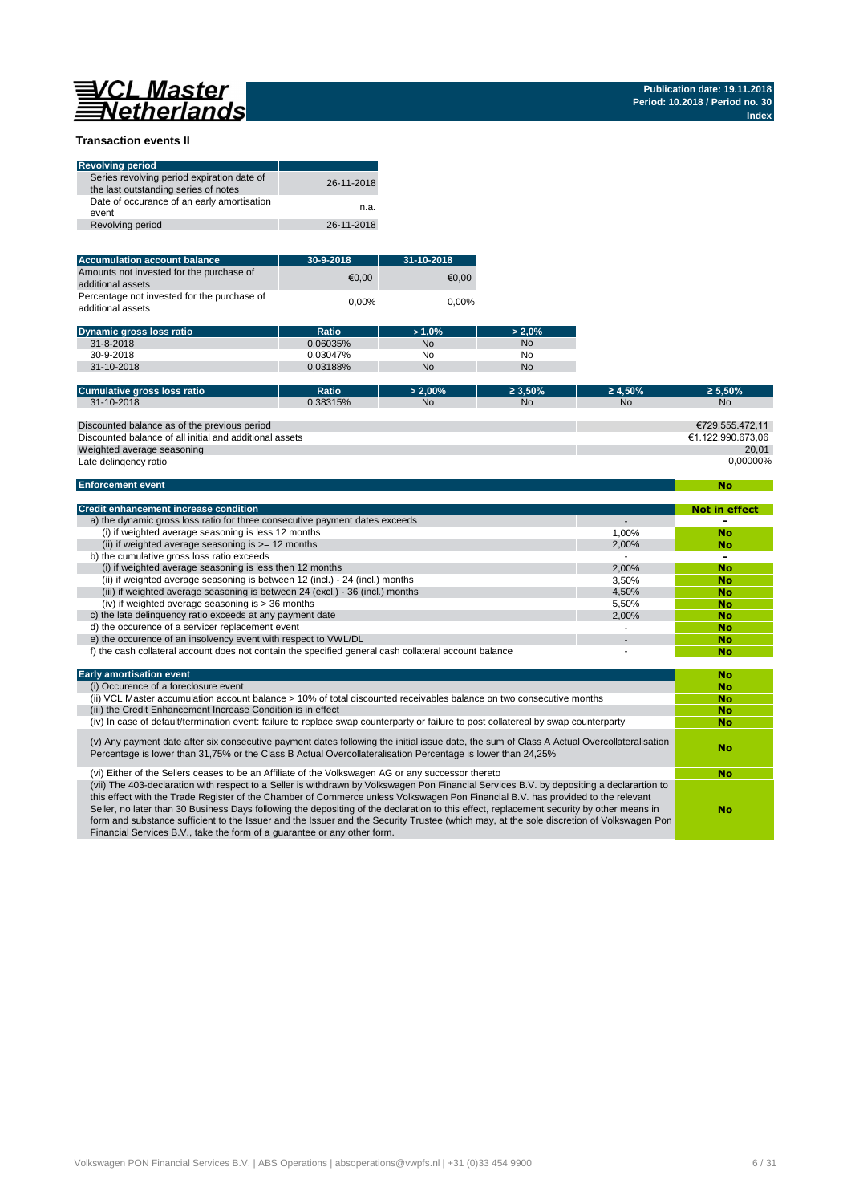## Transaction events II

| Revolving period | |
|---|---|
| Series revolving period expiration date of the last outstanding series of notes | 26-11-2018 |
| Date of occurance of an early amortisation event | n.a. |
| Revolving period | 26-11-2018 |

| Accumulation account balance | 30-9-2018 | 31-10-2018 |
|---|---|---|
| Amounts not invested for the purchase of additional assets | €0,00 | €0,00 |
| Percentage not invested for the purchase of additional assets | 0,00% | 0,00% |

| Dynamic gross loss ratio | Ratio | > 1,0% | > 2,0% |
|---|---|---|---|
| 31-8-2018 | 0,06035% | No | No |
| 30-9-2018 | 0,03047% | No | No |
| 31-10-2018 | 0,03188% | No | No |

| Cumulative gross loss ratio | Ratio | > 2,00% | ≥ 3,50% | ≥ 4,50% | ≥ 5,50% |
|---|---|---|---|---|---|
| 31-10-2018 | 0,38315% | No | No | No | No |

| | |
|---|---|
| Discounted balance as of the previous period | €729.555.472,11 |
| Discounted balance of all initial and additional assets | €1.122.990.673,06 |
| Weighted average seasoning | 20,01 |
| Late delinqency ratio | 0,00000% |

| Enforcement event | No |
|---|---|

| Credit enhancement increase condition | | Not in effect |
|---|---|---|
| a) the dynamic gross loss ratio for three consecutive payment dates exceeds | - | - |
| (i) if weighted average seasoning is less 12 months | 1,00% | No |
| (ii) if weighted average seasoning is >= 12 months | 2,00% | No |
| b) the cumulative gross loss ratio exceeds | - | - |
| (i) if weighted average seasoning is less then 12 months | 2,00% | No |
| (ii) if weighted average seasoning is between 12 (incl.) - 24 (incl.) months | 3,50% | No |
| (iii) if weighted average seasoning is between 24 (excl.) - 36 (incl.) months | 4,50% | No |
| (iv) if weighted average seasoning is > 36 months | 5,50% | No |
| c) the late delinquency ratio exceeds at any payment date | 2,00% | No |
| d) the occurence of a servicer replacement event | - | No |
| e) the occurence of an insolvency event with respect to VWL/DL | - | No |
| f) the cash collateral account does not contain the specified general cash collateral account balance | - | No |

| Early amortisation event | No |
|---|---|
| (i) Occurence of a foreclosure event | No |
| (ii) VCL Master accumulation account balance > 10% of total discounted receivables balance on two consecutive months | No |
| (iii) the Credit Enhancement Increase Condition is in effect | No |
| (iv) In case of default/termination event: failure to replace swap counterparty or failure to post collatereal by swap counterparty | No |
| (v) Any payment date after six consecutive payment dates following the initial issue date, the sum of Class A Actual Overcollateralisation Percentage is lower than 31,75% or the Class B Actual Overcollateralisation Percentage is lower than 24,25% | No |
| (vi) Either of the Sellers ceases to be an Affiliate of the Volkswagen AG or any successor thereto | No |
| (vii) The 403-declaration with respect to a Seller is withdrawn by Volkswagen Pon Financial Services B.V. by depositing a declarartion to this effect with the Trade Register of the Chamber of Commerce unless Volkswagen Pon Financial B.V. has provided to the relevant Seller, no later than 30 Business Days following the depositing of the declaration to this effect, replacement security by other means in form and substance sufficient to the Issuer and the Issuer and the Security Trustee (which may, at the sole discretion of Volkswagen Pon Financial Services B.V., take the form of a guarantee or any other form. | No |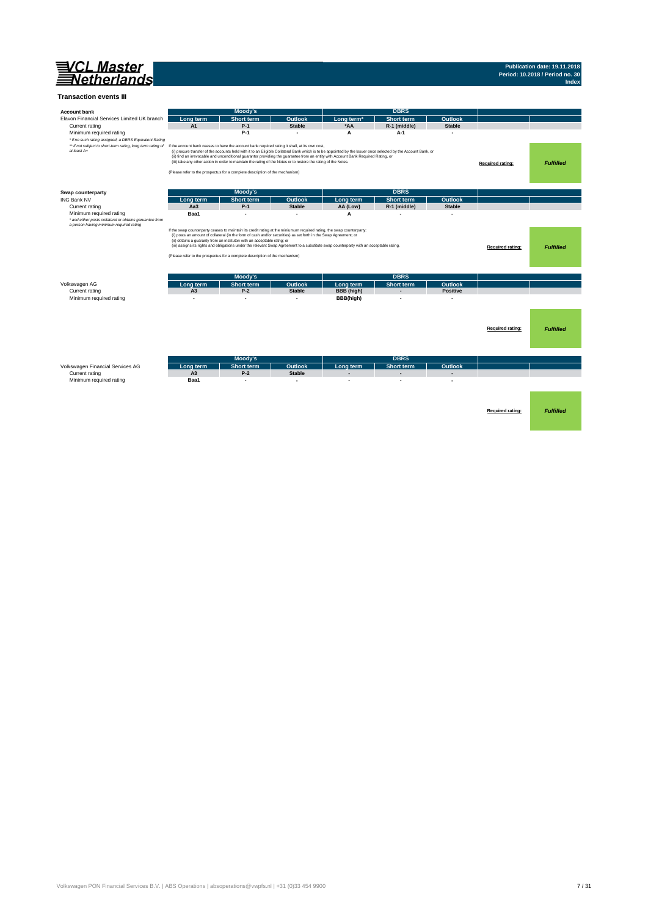# Transaction events III

**Account bank**

| Elavon Financial Services Limited UK branch | Moody's | | | DBRS | | | | |
|---|---|---|---|---|---|---|---|---|
| | Long term | Short term | Outlook | Long term* | Short term | Outlook | | |
| Current rating | A1 | P-1 | Stable | *AA | R-1 (middle) | Stable | | |
| Minimum required rating | | P-1 | - | A | A-1 | - | | |

*\* if no such rating assigned, a DBRS Equivalent Rating*

*\*\* if not subject to short-term rating, long term rating of at least A+*

If the account bank ceases to have the account bank required rating it shall, at its own cost,
(i) procure transfer of the accounts held with it to an Eligible Collateral Bank which is to be appointed by the Issuer once selected by the Account Bank, or
(ii) find an irrevocable and unconditional guarantor providing the guarantee from an entity with Account Bank Required Rating, or
(iii) take any other action in order to maintain the rating of the Notes or to restore the rating of the Notes.

(Please refer to the prospectus for a complete description of the mechanism)

**Required rating:** *Fulfilled*

**Swap counterparty**

| ING Bank NV | Moody's | | | DBRS | | | | |
|---|---|---|---|---|---|---|---|---|
| | Long term | Short term | Outlook | Long term | Short term | Outlook | | |
| Current rating | Aa3 | P-1 | Stable | AA (Low) | R-1 (middle) | Stable | | |
| Minimum required rating | Baa1 | - | - | A | - | - | | |

*\* and either posts collateral or obtains garuantee from a person having minimum required rating*

If the swap counterparty ceases to maintain its credit rating at the miniumum required rating, the swap counterparty:
(i) posts an amount of collateral (in the form of cash and/or securities) as set forth in the Swap Agreement; or
(ii) obtains a guaranty from an instituton with an acceptable rating; or
(iii) assigns its rights and obligations under the relevant Swap Agreement to a substitute swap counterparty with an acceptable rating.

(Please refer to the prospectus for a complete description of the mechanism)

**Required rating:** *Fulfilled*

| Volkswagen AG | Moody's | | | DBRS | | | | |
|---|---|---|---|---|---|---|---|---|
| | Long term | Short term | Outlook | Long term | Short term | Outlook | | |
| Current rating | A3 | P-2 | Stable | BBB (high) | - | Positive | | |
| Minimum required rating | - | - | - | BBB(high) | - | - | | |

**Required rating:** *Fulfilled*

| Volkswagen Financial Services AG | Moody's | | | DBRS | | | | |
|---|---|---|---|---|---|---|---|---|
| | Long term | Short term | Outlook | Long term | Short term | Outlook | | |
| Current rating | A3 | P-2 | Stable | - | - | - | | |
| Minimum required rating | Baa1 | - | - | - | - | - | | |

**Required rating:** *Fulfilled*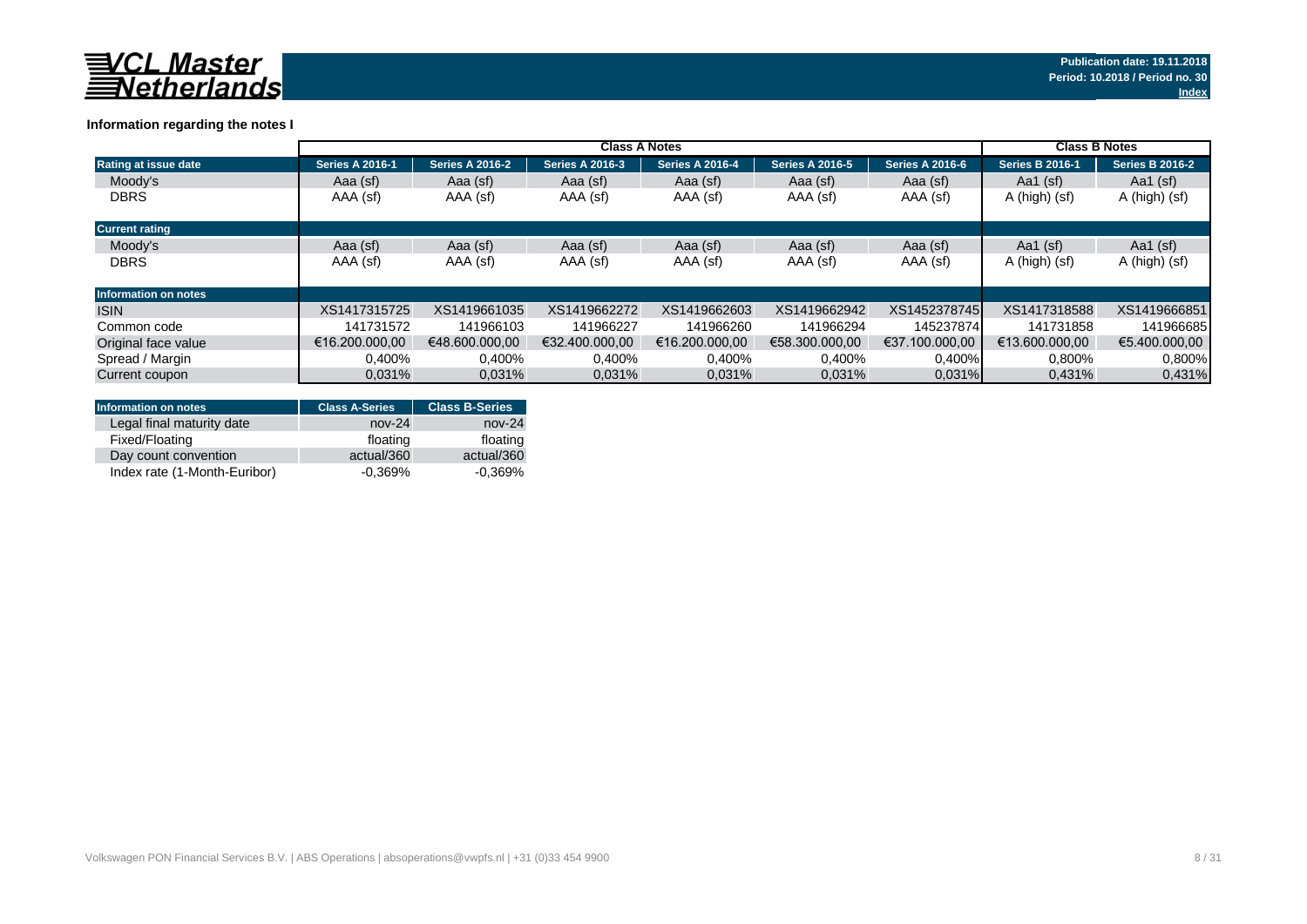### Information regarding the notes I

| | Class A Notes | | | | | | Class B Notes | |
|---|---|---|---|---|---|---|---|---|
| **Rating at issue date** | **Series A 2016-1** | **Series A 2016-2** | **Series A 2016-3** | **Series A 2016-4** | **Series A 2016-5** | **Series A 2016-6** | **Series B 2016-1** | **Series B 2016-2** |
| Moody's | Aaa (sf) | Aaa (sf) | Aaa (sf) | Aaa (sf) | Aaa (sf) | Aaa (sf) | Aa1 (sf) | Aa1 (sf) |
| DBRS | AAA (sf) | AAA (sf) | AAA (sf) | AAA (sf) | AAA (sf) | AAA (sf) | A (high) (sf) | A (high) (sf) |
| **Current rating** | | | | | | | | |
| Moody's | Aaa (sf) | Aaa (sf) | Aaa (sf) | Aaa (sf) | Aaa (sf) | Aaa (sf) | Aa1 (sf) | Aa1 (sf) |
| DBRS | AAA (sf) | AAA (sf) | AAA (sf) | AAA (sf) | AAA (sf) | AAA (sf) | A (high) (sf) | A (high) (sf) |
| **Information on notes** | | | | | | | | |
| ISIN | XS1417315725 | XS1419661035 | XS1419662272 | XS1419662603 | XS1419662942 | XS1452378745 | XS1417318588 | XS1419666851 |
| Common code | 141731572 | 141966103 | 141966227 | 141966260 | 141966294 | 145237874 | 141731858 | 141966685 |
| Original face value | €16.200.000,00 | €48.600.000,00 | €32.400.000,00 | €16.200.000,00 | €58.300.000,00 | €37.100.000,00 | €13.600.000,00 | €5.400.000,00 |
| Spread / Margin | 0,400% | 0,400% | 0,400% | 0,400% | 0,400% | 0,400% | 0,800% | 0,800% |
| Current coupon | 0,031% | 0,031% | 0,031% | 0,031% | 0,031% | 0,031% | 0,431% | 0,431% |

| Information on notes | Class A-Series | Class B-Series |
|---|---|---|
| Legal final maturity date | nov-24 | nov-24 |
| Fixed/Floating | floating | floating |
| Day count convention | actual/360 | actual/360 |
| Index rate (1-Month-Euribor) | -0,369% | -0,369% |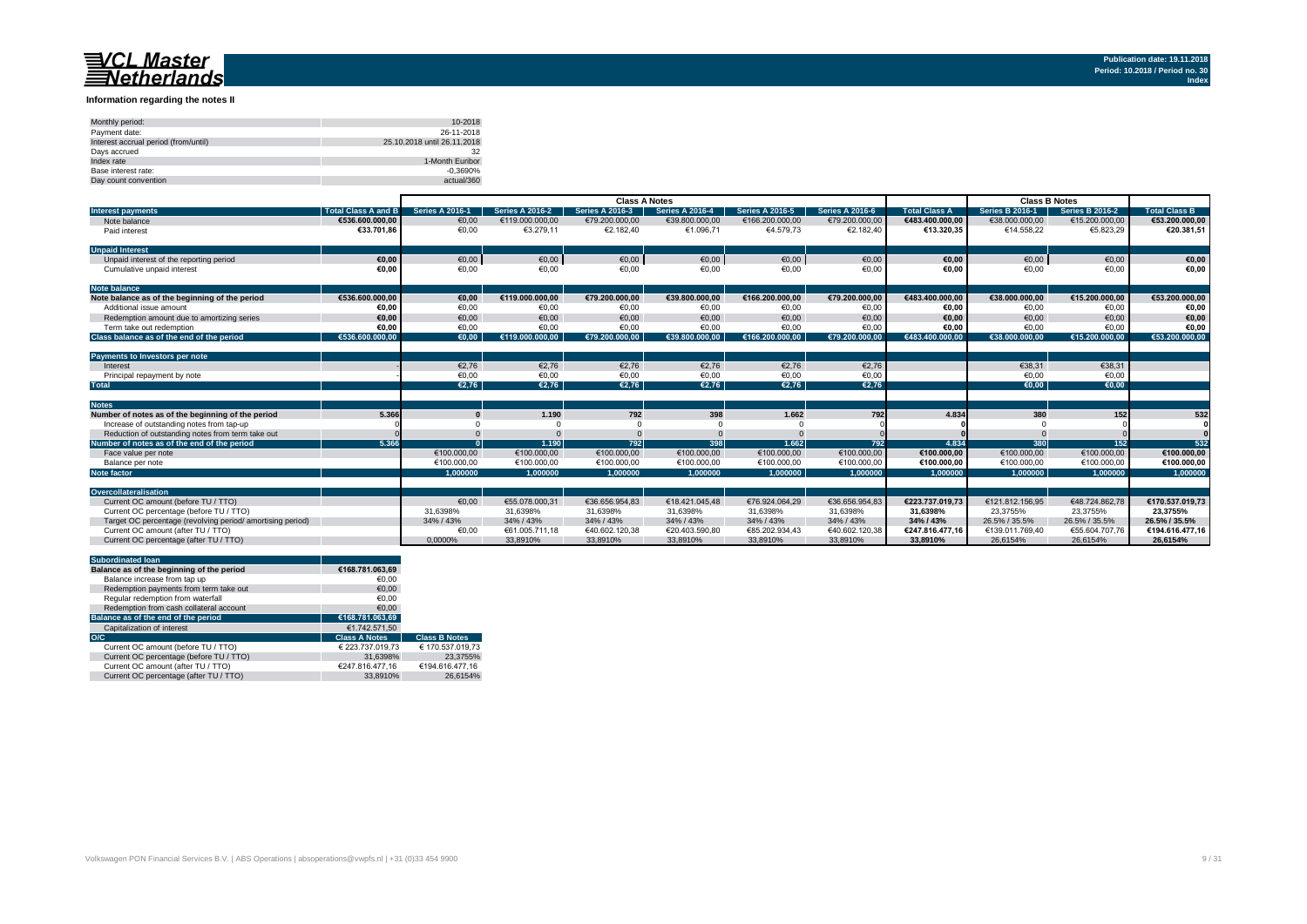## Information regarding the notes II

| | |
|---|---|
| Monthly period: | 10-2018 |
| Payment date: | 26-11-2018 |
| Interest accrual period (from/until) | 25.10.2018 until 26.11.2018 |
| Days accrued | 32 |
| Index rate | 1-Month Euribor |
| Base interest rate: | -0,3690% |
| Day count convention | actual/360 |

| | | Class A Notes | | | | | | | Class B Notes | | |
|---|---|---|---|---|---|---|---|---|---|---|---|
| **Interest payments** | **Total Class A and B** | **Series A 2016-1** | **Series A 2016-2** | **Series A 2016-3** | **Series A 2016-4** | **Series A 2016-5** | **Series A 2016-6** | **Total Class A** | **Series B 2016-1** | **Series B 2016-2** | **Total Class B** |
| Note balance | €536.600.000,00 | €0,00 | €119.000.000,00 | €79.200.000,00 | €39.800.000,00 | €166.200.000,00 | €79.200.000,00 | €483.400.000,00 | €38.000.000,00 | €15.200.000,00 | €53.200.000,00 |
| Paid interest | €33.701,86 | €0,00 | €3.279,11 | €2.182,40 | €1.096,71 | €4.579,73 | €2.182,40 | €13.320,35 | €14.558,22 | €5.823,29 | €20.381,51 |
| **Unpaid Interest** | | | | | | | | | | | |
| Unpaid interest of the reporting period | €0,00 | €0,00 | €0,00 | €0,00 | €0,00 | €0,00 | €0,00 | €0,00 | €0,00 | €0,00 | €0,00 |
| Cumulative unpaid interest | €0,00 | €0,00 | €0,00 | €0,00 | €0,00 | €0,00 | €0,00 | €0,00 | €0,00 | €0,00 | €0,00 |
| **Note balance** | | | | | | | | | | | |
| **Note balance as of the beginning of the period** | €536.600.000,00 | €0,00 | €119.000.000,00 | €79.200.000,00 | €39.800.000,00 | €166.200.000,00 | €79.200.000,00 | €483.400.000,00 | €38.000.000,00 | €15.200.000,00 | €53.200.000,00 |
| Additional issue amount | €0,00 | €0,00 | €0,00 | €0,00 | €0,00 | €0,00 | €0,00 | €0,00 | €0,00 | €0,00 | €0,00 |
| Redemption amount due to amortizing series | €0,00 | €0,00 | €0,00 | €0,00 | €0,00 | €0,00 | €0,00 | €0,00 | €0,00 | €0,00 | €0,00 |
| Term take out redemption | €0,00 | €0,00 | €0,00 | €0,00 | €0,00 | €0,00 | €0,00 | €0,00 | €0,00 | €0,00 | €0,00 |
| **Class balance as of the end of the period** | €536.600.000,00 | €0,00 | €119.000.000,00 | €79.200.000,00 | €39.800.000,00 | €166.200.000,00 | €79.200.000,00 | €483.400.000,00 | €38.000.000,00 | €15.200.000,00 | €53.200.000,00 |
| **Payments to Investors per note** | | | | | | | | | | | |
| Interest | - | €2,76 | €2,76 | €2,76 | €2,76 | €2,76 | €2,76 | | €38,31 | €38,31 | |
| Principal repayment by note | - | €0,00 | €0,00 | €0,00 | €0,00 | €0,00 | €0,00 | | €0,00 | €0,00 | |
| **Total** | | €2,76 | €2,76 | €2,76 | €2,76 | €2,76 | €2,76 | | €0,00 | €0,00 | |
| **Notes** | | | | | | | | | | | |
| **Number of notes as of the beginning of the period** | 5.366 | 0 | 1.190 | 792 | 398 | 1.662 | 792 | 4.834 | 380 | 152 | 532 |
| Increase of outstanding notes from tap-up | 0 | 0 | 0 | 0 | 0 | 0 | 0 | 0 | 0 | 0 | 0 |
| Reduction of outstanding notes from term take out | 0 | 0 | 0 | 0 | 0 | 0 | 0 | 0 | 0 | 0 | 0 |
| **Number of notes as of the end of the period** | 5.366 | 0 | 1.190 | 792 | 398 | 1.662 | 792 | 4.834 | 380 | 152 | 532 |
| Face value per note | | €100.000,00 | €100.000,00 | €100.000,00 | €100.000,00 | €100.000,00 | €100.000,00 | €100.000,00 | €100.000,00 | €100.000,00 | €100.000,00 |
| Balance per note | | €100.000,00 | €100.000,00 | €100.000,00 | €100.000,00 | €100.000,00 | €100.000,00 | €100.000,00 | €100.000,00 | €100.000,00 | €100.000,00 |
| **Note factor** | | 1,000000 | 1,000000 | 1,000000 | 1,000000 | 1,000000 | 1,000000 | 1,000000 | 1,000000 | 1,000000 | 1,000000 |
| **Overcollateralisation** | | | | | | | | | | | |
| Current OC amount (before TU / TTO) | | €0,00 | €55.078.000,31 | €36.656.954,83 | €18.421.045,48 | €76.924.064,29 | €36.656.954,83 | €223.737.019,73 | €121.812.156,95 | €48.724.862,78 | €170.537.019,73 |
| Current OC percentage (before TU / TTO) | | 31,6398% | 31,6398% | 31,6398% | 31,6398% | 31,6398% | 31,6398% | 31,6398% | 23,3755% | 23,3755% | 23,3755% |
| Target OC percentage (revolving period/ amortising period) | | 34% / 43% | 34% / 43% | 34% / 43% | 34% / 43% | 34% / 43% | 34% / 43% | 34% / 43% | 26.5% / 35.5% | 26.5% / 35.5% | 26.5% / 35.5% |
| Current OC amount (after TU / TTO) | | €0,00 | €61.005.711,18 | €40.602.120,38 | €20.403.590,80 | €85.202.934,43 | €40.602.120,38 | €247.816.477,16 | €139.011.769,40 | €55.604.707,76 | €194.616.477,16 |
| Current OC percentage (after TU / TTO) | | 0,0000% | 33,8910% | 33,8910% | 33,8910% | 33,8910% | 33,8910% | 33,8910% | 26,6154% | 26,6154% | 26,6154% |

| **Subordinated loan** | | |
|---|---|---|
| **Balance as of the beginning of the period** | €168.781.063,69 | |
| Balance increase from tap up | €0,00 | |
| Redemption payments from term take out | €0,00 | |
| Regular redemption from waterfall | €0,00 | |
| Redemption from cash collateral account | €0,00 | |
| **Balance as of the end of the period** | €168.781.063,69 | |
| Capitalization of interest | €1.742.571,50 | |
| **O/C** | **Class A Notes** | **Class B Notes** |
| Current OC amount (before TU / TTO) | € 223.737.019,73 | € 170.537.019,73 |
| Current OC percentage (before TU / TTO) | 31,6398% | 23,3755% |
| Current OC amount (after TU / TTO) | €247.816.477,16 | €194.616.477,16 |
| Current OC percentage (after TU / TTO) | 33,8910% | 26,6154% |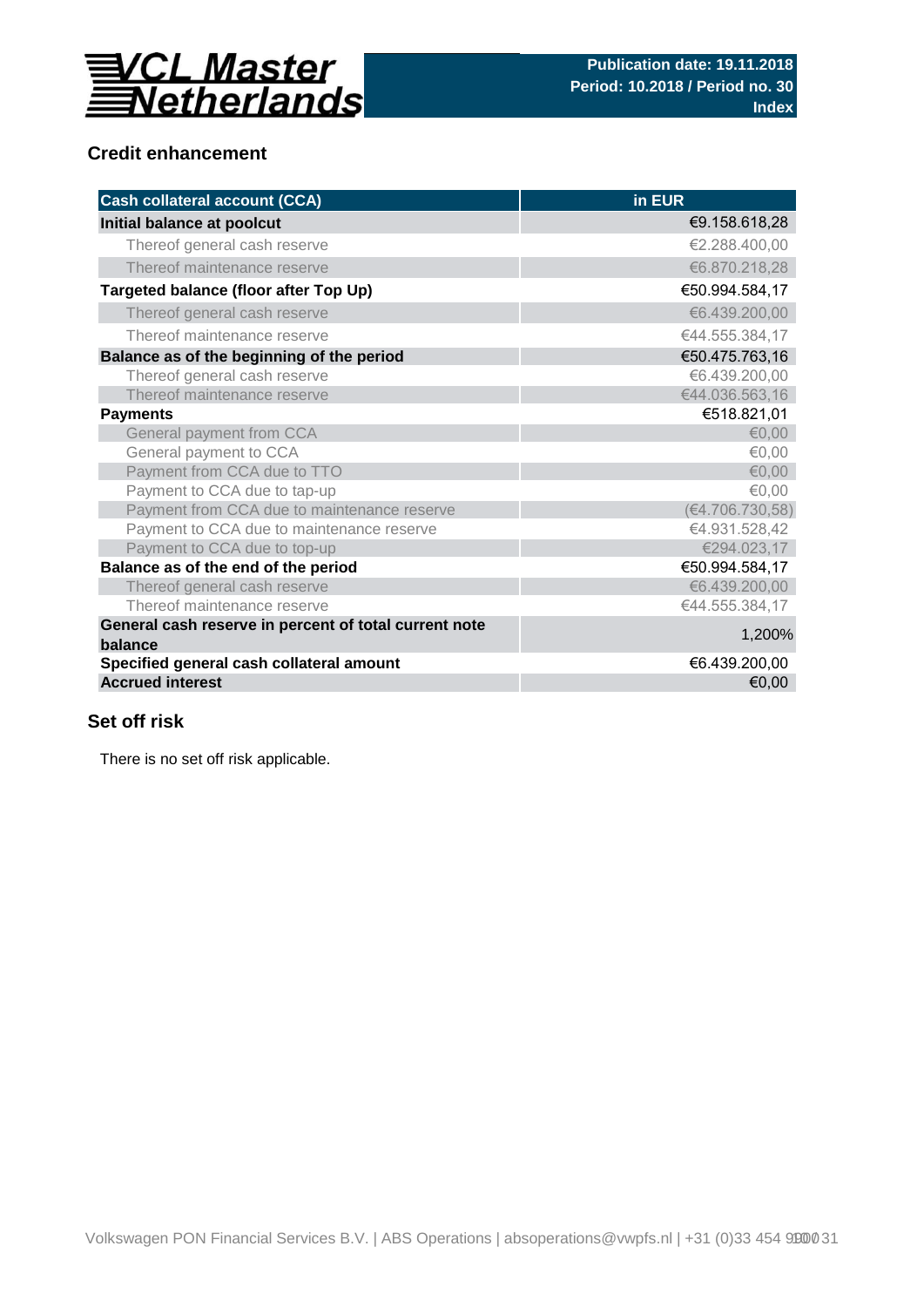## Credit enhancement

| Cash collateral account (CCA) | in EUR |
|---|---|
| **Initial balance at poolcut** | €9.158.618,28 |
| Thereof general cash reserve | €2.288.400,00 |
| Thereof maintenance reserve | €6.870.218,28 |
| **Targeted balance (floor after Top Up)** | €50.994.584,17 |
| Thereof general cash reserve | €6.439.200,00 |
| Thereof maintenance reserve | €44.555.384,17 |
| **Balance as of the beginning of the period** | €50.475.763,16 |
| Thereof general cash reserve | €6.439.200,00 |
| Thereof maintenance reserve | €44.036.563,16 |
| **Payments** | €518.821,01 |
| General payment from CCA | €0,00 |
| General payment to CCA | €0,00 |
| Payment from CCA due to TTO | €0,00 |
| Payment to CCA due to tap-up | €0,00 |
| Payment from CCA due to maintenance reserve | (€4.706.730,58) |
| Payment to CCA due to maintenance reserve | €4.931.528,42 |
| Payment to CCA due to top-up | €294.023,17 |
| **Balance as of the end of the period** | €50.994.584,17 |
| Thereof general cash reserve | €6.439.200,00 |
| Thereof maintenance reserve | €44.555.384,17 |
| **General cash reserve in percent of total current note balance** | 1,200% |
| **Specified general cash collateral amount** | €6.439.200,00 |
| **Accrued interest** | €0,00 |

## Set off risk

There is no set off risk applicable.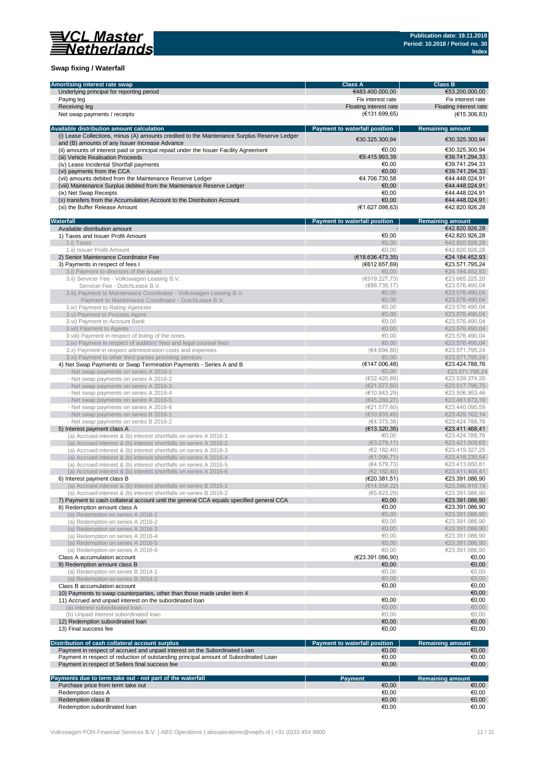## Swap fixing / Waterfall

| Amortising interest rate swap | Class A | Class B |
|---|---|---|
| Underlying principal for reporting period | €483.400.000,00 | €53.200.000,00 |
| Paying leg | Fix interest rate | Fix interest rate |
| Receiving leg | Floating interest rate | Floating interest rate |
| Net swap payments / receipts | (€131.699,65) | (€15.306,83) |

| Available distribution amount calculation | Payment to waterfall position | Remaining amount |
|---|---|---|
| (i) Lease Collections, minus (A) amounts credited to the Maintenance Surplus Reserve Ledger and (B) amounts of any Issuer Increase Advance | €30.325.300,94 | €30.325.300,94 |
| (ii) amounts of interest paid or principal repaid under the Issuer Facility Agreement | €0,00 | €30.325.300,94 |
| (iii) Vehicle Realisation Proceeds | €9.415.993,39 | €39.741.294,33 |
| (iv) Lease Incidental Shortfall payments | €0,00 | €39.741.294,33 |
| (vi) payments from the CCA | €0,00 | €39.741.294,33 |
| (vii) amounts debited from the Maintenance Reserve Ledger | €4.706.730,58 | €44.448.024,91 |
| (viii) Maintenance Surplus debited from the Maintenance Reserve Ledger | €0,00 | €44.448.024,91 |
| (ix) Net Swap Receipts | €0,00 | €44.448.024,91 |
| (x) transfers from the Accumulation Account to the Distribution Account | €0,00 | €44.448.024,91 |
| (xi) the Buffer Release Amount | (€1.627.098,63) | €42.820.926,28 |

| Waterfall | Payment to waterfall position | Remaining amount |
|---|---|---|
| Available distribution amount | - | €42.820.926,28 |
| 1) Taxes and Issuer Profit Amount | €0,00 | €42.820.926,28 |
| 1.i) Taxes | €0,00 | €42.820.926,28 |
| 1.ii) Issuer Profit Amount | €0,00 | €42.820.926,28 |
| 2) Senior Maintenance Coordinator Fee | (€18.636.473,35) | €24.184.452,93 |
| 3) Payments in respect of fees I | (€612.657,69) | €23.571.795,24 |
| 3.i) Payment to directors of the issuer | €0,00 | €24.184.452,93 |
| 3.ii) Servicer Fee - Volkswagen Leasing B.V. | (€519.227,73) | €23.665.225,20 |
| Servicer Fee - DutchLease B.V. | (€88.735,17) | €23.576.490,04 |
| 3.iii) Payment to Maintenance Coordinator - Volkswagen Leasing B.V. | €0,00 | €23.576.490,04 |
| Payment to Maintenance Coordinator - DutchLease B.V. | €0,00 | €23.576.490,04 |
| 3.iv) Payment to Rating Agencies | €0,00 | €23.576.490,04 |
| 3.v) Payment to Process Agent | €0,00 | €23.576.490,04 |
| 3.vi) Payment to Account Bank | €0,00 | €23.576.490,04 |
| 3.vii) Payment to Agents | €0,00 | €23.576.490,04 |
| 3.viii) Payment in respect of listing of the notes | €0,00 | €23.576.490,04 |
| 3.ix) Payment in respect of auditors' fees and legal counsel fees | €0,00 | €23.576.490,04 |
| 3.x) Payment in respect administration costs and expenses | (€4.694,80) | €23.571.795,24 |
| 3.xi) Payment to other third parties providing services | €0,00 | €23.571.795,24 |
| 4) Net Swap Payments or Swap Termination Payments - Series A and B | (€147.006,48) | €23.424.788,76 |
| - Net swap payments on series A 2016-1 | €0,00 | €23.571.795,24 |
| - Net swap payments on series A 2016-2 | (€32.420,89) | €23.539.374,35 |
| - Net swap payments on series A 2016-3 | (€21.577,60) | €23.517.796,75 |
| - Net swap payments on series A 2016-4 | (€10.843,29) | €23.506.953,46 |
| - Net swap payments on series A 2016-5 | (€45.280,27) | €23.461.673,19 |
| - Net swap payments on series A 2016-6 | (€21.577,60) | €23.440.095,59 |
| - Net swap payments on series B 2016-1 | (€10.933,45) | €23.429.162,14 |
| - Net swap payments on series B 2016-2 | (€4.373,38) | €23.424.788,76 |
| 5) Interest payment class A | (€13.320,35) | €23.411.468,41 |
| (a) Accrued interest & (b) interest shortfalls on series A 2016-1 | €0,00 | €23.424.788,76 |
| (a) Accrued interest & (b) interest shortfalls on series A 2016-2 | (€3.279,11) | €23.421.509,65 |
| (a) Accrued interest & (b) interest shortfalls on series A 2016-3 | (€2.182,40) | €23.419.327,25 |
| (a) Accrued interest & (b) interest shortfalls on series A 2016-4 | (€1.096,71) | €23.418.230,54 |
| (a) Accrued interest & (b) interest shortfalls on series A 2016-5 | (€4.579,73) | €23.413.650,81 |
| (a) Accrued interest & (b) interest shortfalls on series A 2016-6 | (€2.182,40) | €23.411.468,41 |
| 6) Interest payment class B | (€20.381,51) | €23.391.086,90 |
| (a) Accrued interest & (b) interest shortfalls on series B 2016-1 | (€14.558,22) | €23.396.910,19 |
| (a) Accrued interest & (b) interest shortfalls on series B 2016-2 | (€5.823,29) | €23.391.086,90 |
| 7) Payment to cash collateral account until the general CCA equals specified general CCA | €0,00 | €23.391.086,90 |
| 8) Redemption amount class A | €0,00 | €23.391.086,90 |
| (a) Redemption on series A 2016-1 | €0,00 | €23.391.086,90 |
| (a) Redemption on series A 2016-2 | €0,00 | €23.391.086,90 |
| (a) Redemption on series A 2016-3 | €0,00 | €23.391.086,90 |
| (a) Redemption on series A 2016-4 | €0,00 | €23.391.086,90 |
| (a) Redemption on series A 2016-5 | €0,00 | €23.391.086,90 |
| (a) Redemption on series A 2016-6 | €0,00 | €23.391.086,90 |
| Class A accumulation account | (€23.391.086,90) | €0,00 |
| 9) Redemption amount class B | €0,00 | €0,00 |
| (a) Redemption on series B 2014-1 | €0,00 | €0,00 |
| (a) Redemption on series B 2014-2 | €0,00 | €0,00 |
| Class B accumulation account | €0,00 | €0,00 |
| 10) Payments to swap counterparties, other than those made under item 4 | | €0,00 |
| 11) Accrued and unpaid interest on the subordinated loan | €0,00 | €0,00 |
| (a) Interest subordinated loan | €0,00 | €0,00 |
| (b) Unpaid interest subordinated loan | €0,00 | €0,00 |
| 12) Redemption subordinated loan | €0,00 | €0,00 |
| 13) Final success fee | €0,00 | €0,00 |

| Distribution of cash collateral account surplus | Payment to waterfall position | Remaining amount |
|---|---|---|
| Payment in respect of accrued and unpaid interest on the Subordinated Loan | €0,00 | €0,00 |
| Payment in respect of reduction of outstanding principal amount of Subordinated Loan | €0,00 | €0,00 |
| Payment in respect of Sellers final success fee | €0,00 | €0,00 |

| Payments due to term take out - not part of the waterfall | Payment | Remaining amount |
|---|---|---|
| Purchase price from term take out | €0,00 | €0,00 |
| Redemption class A | €0,00 | €0,00 |
| Redemption class B | €0,00 | €0,00 |
| Redemption subordinated loan | €0,00 | €0,00 |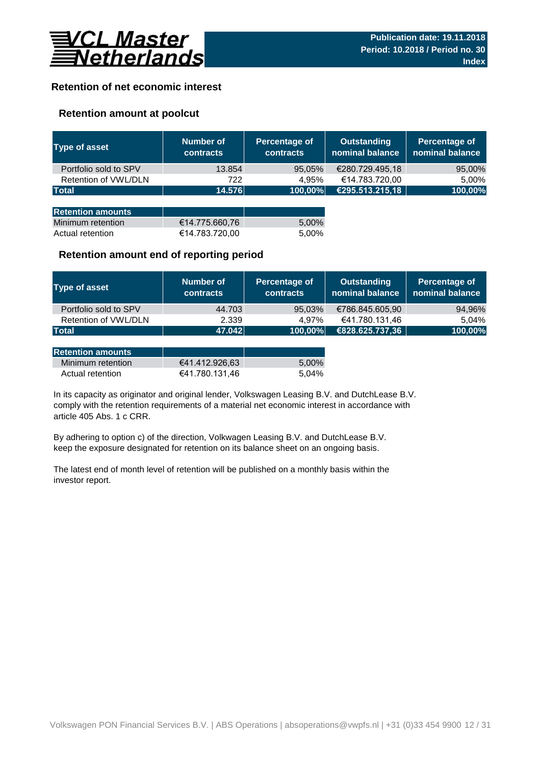**VCL Master Netherlands**

**Publication date: 19.11.2018**
**Period: 10.2018 / Period no. 30**
**Index**

## Retention of net economic interest

### Retention amount at poolcut

| Type of asset | Number of contracts | Percentage of contracts | Outstanding nominal balance | Percentage of nominal balance |
|---|---|---|---|---|
| Portfolio sold to SPV | 13.854 | 95,05% | €280.729.495,18 | 95,00% |
| Retention of VWL/DLN | 722 | 4,95% | €14.783.720,00 | 5,00% |
| **Total** | **14.576** | **100,00%** | **€295.513.215,18** | **100,00%** |

| Retention amounts | | |
|---|---|---|
| Minimum retention | €14.775.660,76 | 5,00% |
| Actual retention | €14.783.720,00 | 5,00% |

### Retention amount end of reporting period

| Type of asset | Number of contracts | Percentage of contracts | Outstanding nominal balance | Percentage of nominal balance |
|---|---|---|---|---|
| Portfolio sold to SPV | 44.703 | 95,03% | €786.845.605,90 | 94,96% |
| Retention of VWL/DLN | 2.339 | 4,97% | €41.780.131,46 | 5,04% |
| **Total** | **47.042** | **100,00%** | **€828.625.737,36** | **100,00%** |

| Retention amounts | | |
|---|---|---|
| Minimum retention | €41.412.926,63 | 5,00% |
| Actual retention | €41.780.131,46 | 5,04% |

In its capacity as originator and original lender, Volkswagen Leasing B.V. and DutchLease B.V. comply with the retention requirements of a material net economic interest in accordance with article 405 Abs. 1 c CRR.

By adhering to option c) of the direction, Volkswagen Leasing B.V. and DutchLease B.V. keep the exposure designated for retention on its balance sheet on an ongoing basis.

The latest end of month level of retention will be published on a monthly basis within the investor report.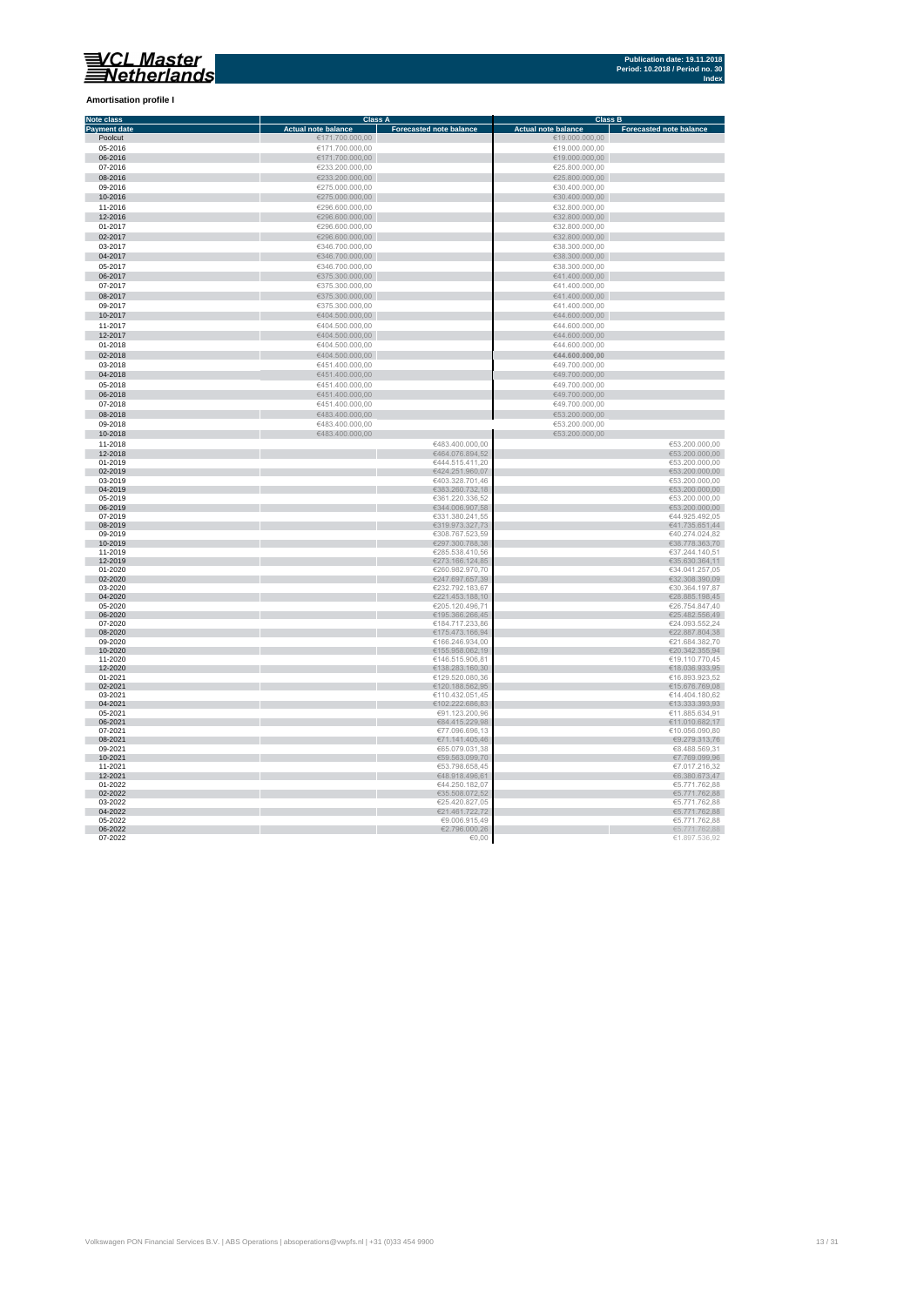**Amortisation profile I**

| Note class | Class A | | Class B | |
|---|---|---|---|---|
| Payment date | Actual note balance | Forecasted note balance | Actual note balance | Forecasted note balance |
| Poolcut | €171.700.000,00 | | €19.000.000,00 | |
| 05-2016 | €171.700.000,00 | | €19.000.000,00 | |
| 06-2016 | €171.700.000,00 | | €19.000.000,00 | |
| 07-2016 | €233.200.000,00 | | €25.800.000,00 | |
| 08-2016 | €233.200.000,00 | | €25.800.000,00 | |
| 09-2016 | €275.000.000,00 | | €30.400.000,00 | |
| 10-2016 | €275.000.000,00 | | €30.400.000,00 | |
| 11-2016 | €296.600.000,00 | | €32.800.000,00 | |
| 12-2016 | €296.600.000,00 | | €32.800.000,00 | |
| 01-2017 | €296.600.000,00 | | €32.800.000,00 | |
| 02-2017 | €296.600.000,00 | | €32.800.000,00 | |
| 03-2017 | €346.700.000,00 | | €38.300.000,00 | |
| 04-2017 | €346.700.000,00 | | €38.300.000,00 | |
| 05-2017 | €346.700.000,00 | | €38.300.000,00 | |
| 06-2017 | €375.300.000,00 | | €41.400.000,00 | |
| 07-2017 | €375.300.000,00 | | €41.400.000,00 | |
| 08-2017 | €375.300.000,00 | | €41.400.000,00 | |
| 09-2017 | €375.300.000,00 | | €41.400.000,00 | |
| 10-2017 | €404.500.000,00 | | €44.600.000,00 | |
| 11-2017 | €404.500.000,00 | | €44.600.000,00 | |
| 12-2017 | €404.500.000,00 | | €44.600.000,00 | |
| 01-2018 | €404.500.000,00 | | €44.600.000,00 | |
| 02-2018 | €404.500.000,00 | | €44.600.000,00 | |
| 03-2018 | €451.400.000,00 | | €49.700.000,00 | |
| 04-2018 | €451.400.000,00 | | €49.700.000,00 | |
| 05-2018 | €451.400.000,00 | | €49.700.000,00 | |
| 06-2018 | €451.400.000,00 | | €49.700.000,00 | |
| 07-2018 | €451.400.000,00 | | €49.700.000,00 | |
| 08-2018 | €483.400.000,00 | | €53.200.000,00 | |
| 09-2018 | €483.400.000,00 | | €53.200.000,00 | |
| 10-2018 | €483.400.000,00 | | €53.200.000,00 | |
| 11-2018 | | €483.400.000,00 | | €53.200.000,00 |
| 12-2018 | | €464.076.894,52 | | €53.200.000,00 |
| 01-2019 | | €444.515.411,20 | | €53.200.000,00 |
| 02-2019 | | €424.251.960,07 | | €53.200.000,00 |
| 03-2019 | | €403.328.701,46 | | €53.200.000,00 |
| 04-2019 | | €383.260.732,18 | | €53.200.000,00 |
| 05-2019 | | €361.220.336,52 | | €53.200.000,00 |
| 06-2019 | | €344.006.907,58 | | €53.200.000,00 |
| 07-2019 | | €331.380.241,55 | | €44.925.492,05 |
| 08-2019 | | €319.973.327,73 | | €41.735.651,44 |
| 09-2019 | | €308.767.523,59 | | €40.274.024,82 |
| 10-2019 | | €297.300.788,38 | | €38.778.363,70 |
| 11-2019 | | €285.538.410,56 | | €37.244.140,51 |
| 12-2019 | | €273.166.124,85 | | €35.630.364,11 |
| 01-2020 | | €260.982.970,70 | | €34.041.257,05 |
| 02-2020 | | €247.697.657,39 | | €32.308.390,09 |
| 03-2020 | | €232.792.183,67 | | €30.364.197,87 |
| 04-2020 | | €221.453.188,10 | | €28.885.198,45 |
| 05-2020 | | €205.120.496,71 | | €26.754.847,40 |
| 06-2020 | | €195.366.266,45 | | €25.482.556,49 |
| 07-2020 | | €184.717.233,86 | | €24.093.552,24 |
| 08-2020 | | €175.473.166,94 | | €22.887.804,38 |
| 09-2020 | | €166.246.934,00 | | €21.684.382,70 |
| 10-2020 | | €155.958.062,19 | | €20.342.355,94 |
| 11-2020 | | €146.515.906,81 | | €19.110.770,45 |
| 12-2020 | | €138.283.160,30 | | €18.036.933,95 |
| 01-2021 | | €129.520.080,36 | | €16.893.923,52 |
| 02-2021 | | €120.188.562,95 | | €15.676.769,08 |
| 03-2021 | | €110.432.051,45 | | €14.404.180,62 |
| 04-2021 | | €102.222.686,83 | | €13.333.393,93 |
| 05-2021 | | €91.123.200,96 | | €11.885.634,91 |
| 06-2021 | | €84.415.229,98 | | €11.010.682,17 |
| 07-2021 | | €77.096.696,13 | | €10.056.090,80 |
| 08-2021 | | €71.141.405,46 | | €9.279.313,76 |
| 09-2021 | | €65.079.031,38 | | €8.488.569,31 |
| 10-2021 | | €59.563.099,70 | | €7.769.099,96 |
| 11-2021 | | €53.798.658,45 | | €7.017.216,32 |
| 12-2021 | | €48.918.496,61 | | €6.380.673,47 |
| 01-2022 | | €44.250.182,07 | | €5.771.762,88 |
| 02-2022 | | €35.508.072,52 | | €5.771.762,88 |
| 03-2022 | | €25.420.827,05 | | €5.771.762,88 |
| 04-2022 | | €21.461.722,72 | | €5.771.762,88 |
| 05-2022 | | €9.006.915,49 | | €5.771.762,88 |
| 06-2022 | | €2.796.000,26 | | €5.771.762,88 |
| 07-2022 | | €0,00 | | €1.897.536,92 |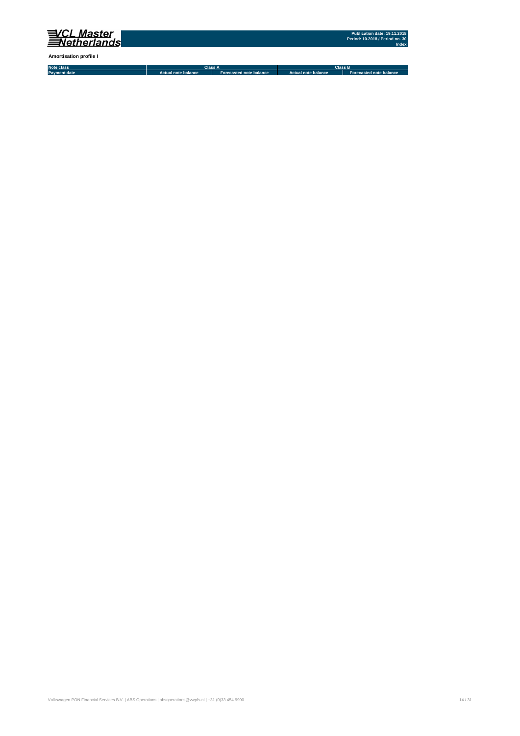**Amortisation profile I**

| Note class | Class A | | Class B | |
|---|---|---|---|---|
| Payment date | Actual note balance | Forecasted note balance | Actual note balance | Forecasted note balance |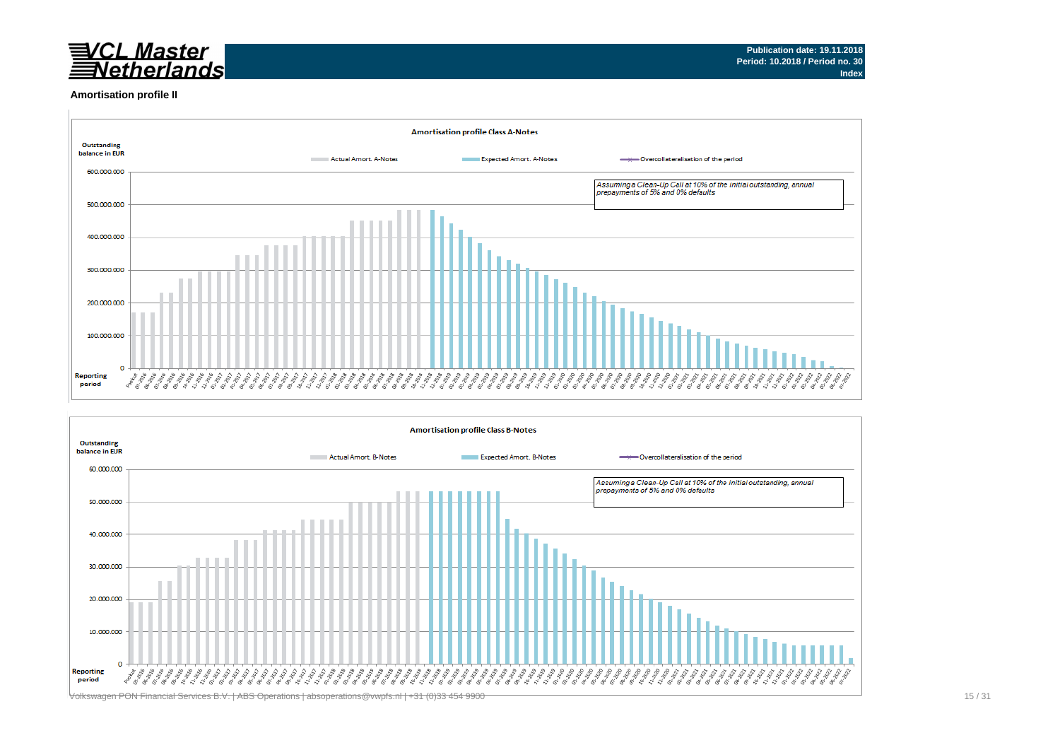**Publication date: 19.11.2018**
**Period: 10.2018 / Period no. 30**
**Index**

## Amortisation profile II

### Amortisation profile Class A-Notes

Outstanding balance in EUR

Actual Amort. A-Notes | Expected Amort. A-Notes | Overcollateralisation of the period

*Assuming a Clean-Up Call at 10% of the initial outstanding, annual prepayments of 5% and 0% defaults*

Reporting period

### Amortisation profile Class B-Notes

Outstanding balance in EUR

Actual Amort. B-Notes | Expected Amort. B-Notes | Overcollateralisation of the period

*Assuming a Clean-Up Call at 10% of the initial outstanding, annual prepayments of 5% and 0% defaults*

Reporting period

Volkswagen PON Financial Services B.V. | ABS Operations | absoperations@vwpfs.nl | +31 (0)33 454 9900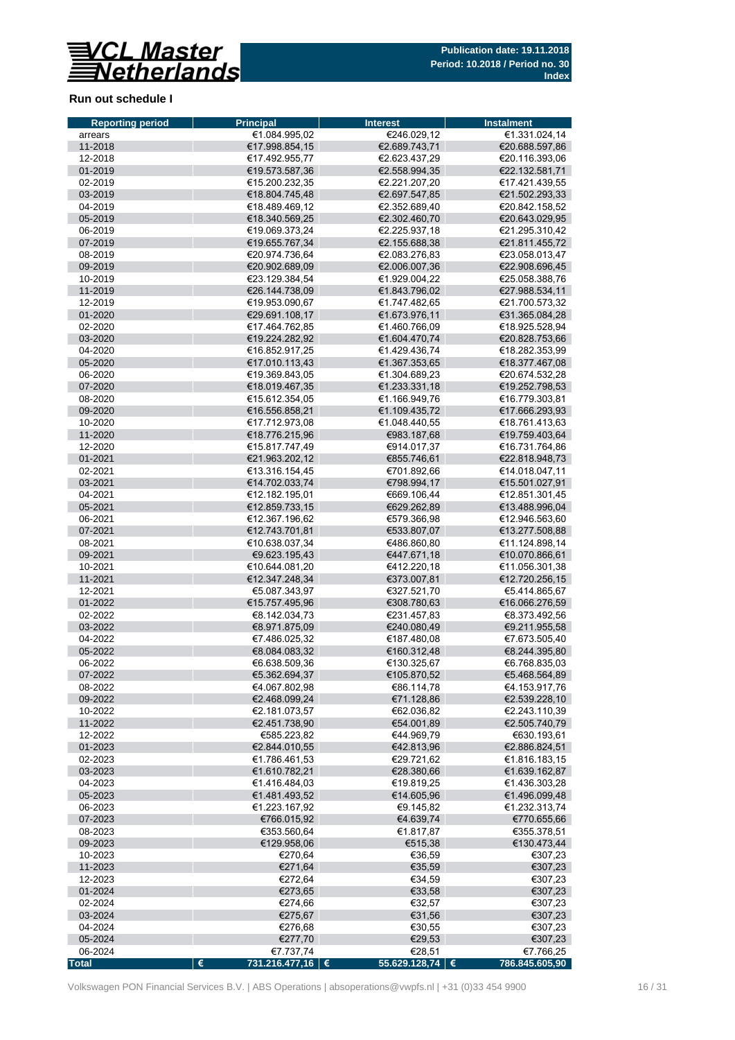## Run out schedule I

| Reporting period | Principal | Interest | Instalment |
|---|---|---|---|
| arrears | €1.084.995,02 | €246.029,12 | €1.331.024,14 |
| 11-2018 | €17.998.854,15 | €2.689.743,71 | €20.688.597,86 |
| 12-2018 | €17.492.955,77 | €2.623.437,29 | €20.116.393,06 |
| 01-2019 | €19.573.587,36 | €2.558.994,35 | €22.132.581,71 |
| 02-2019 | €15.200.232,35 | €2.221.207,20 | €17.421.439,55 |
| 03-2019 | €18.804.745,48 | €2.697.547,85 | €21.502.293,33 |
| 04-2019 | €18.489.469,12 | €2.352.689,40 | €20.842.158,52 |
| 05-2019 | €18.340.569,25 | €2.302.460,70 | €20.643.029,95 |
| 06-2019 | €19.069.373,24 | €2.225.937,18 | €21.295.310,42 |
| 07-2019 | €19.655.767,34 | €2.155.688,38 | €21.811.455,72 |
| 08-2019 | €20.974.736,64 | €2.083.276,83 | €23.058.013,47 |
| 09-2019 | €20.902.689,09 | €2.006.007,36 | €22.908.696,45 |
| 10-2019 | €23.129.384,54 | €1.929.004,22 | €25.058.388,76 |
| 11-2019 | €26.144.738,09 | €1.843.796,02 | €27.988.534,11 |
| 12-2019 | €19.953.090,67 | €1.747.482,65 | €21.700.573,32 |
| 01-2020 | €29.691.108,17 | €1.673.976,11 | €31.365.084,28 |
| 02-2020 | €17.464.762,85 | €1.460.766,09 | €18.925.528,94 |
| 03-2020 | €19.224.282,92 | €1.604.470,74 | €20.828.753,66 |
| 04-2020 | €16.852.917,25 | €1.429.436,74 | €18.282.353,99 |
| 05-2020 | €17.010.113,43 | €1.367.353,65 | €18.377.467,08 |
| 06-2020 | €19.369.843,05 | €1.304.689,23 | €20.674.532,28 |
| 07-2020 | €18.019.467,35 | €1.233.331,18 | €19.252.798,53 |
| 08-2020 | €15.612.354,05 | €1.166.949,76 | €16.779.303,81 |
| 09-2020 | €16.556.858,21 | €1.109.435,72 | €17.666.293,93 |
| 10-2020 | €17.712.973,08 | €1.048.440,55 | €18.761.413,63 |
| 11-2020 | €18.776.215,96 | €983.187,68 | €19.759.403,64 |
| 12-2020 | €15.817.747,49 | €914.017,37 | €16.731.764,86 |
| 01-2021 | €21.963.202,12 | €855.746,61 | €22.818.948,73 |
| 02-2021 | €13.316.154,45 | €701.892,66 | €14.018.047,11 |
| 03-2021 | €14.702.033,74 | €798.994,17 | €15.501.027,91 |
| 04-2021 | €12.182.195,01 | €669.106,44 | €12.851.301,45 |
| 05-2021 | €12.859.733,15 | €629.262,89 | €13.488.996,04 |
| 06-2021 | €12.367.196,62 | €579.366,98 | €12.946.563,60 |
| 07-2021 | €12.743.701,81 | €533.807,07 | €13.277.508,88 |
| 08-2021 | €10.638.037,34 | €486.860,80 | €11.124.898,14 |
| 09-2021 | €9.623.195,43 | €447.671,18 | €10.070.866,61 |
| 10-2021 | €10.644.081,20 | €412.220,18 | €11.056.301,38 |
| 11-2021 | €12.347.248,34 | €373.007,81 | €12.720.256,15 |
| 12-2021 | €5.087.343,97 | €327.521,70 | €5.414.865,67 |
| 01-2022 | €15.757.495,96 | €308.780,63 | €16.066.276,59 |
| 02-2022 | €8.142.034,73 | €231.457,83 | €8.373.492,56 |
| 03-2022 | €8.971.875,09 | €240.080,49 | €9.211.955,58 |
| 04-2022 | €7.486.025,32 | €187.480,08 | €7.673.505,40 |
| 05-2022 | €8.084.083,32 | €160.312,48 | €8.244.395,80 |
| 06-2022 | €6.638.509,36 | €130.325,67 | €6.768.835,03 |
| 07-2022 | €5.362.694,37 | €105.870,52 | €5.468.564,89 |
| 08-2022 | €4.067.802,98 | €86.114,78 | €4.153.917,76 |
| 09-2022 | €2.468.099,24 | €71.128,86 | €2.539.228,10 |
| 10-2022 | €2.181.073,57 | €62.036,82 | €2.243.110,39 |
| 11-2022 | €2.451.738,90 | €54.001,89 | €2.505.740,79 |
| 12-2022 | €585.223,82 | €44.969,79 | €630.193,61 |
| 01-2023 | €2.844.010,55 | €42.813,96 | €2.886.824,51 |
| 02-2023 | €1.786.461,53 | €29.721,62 | €1.816.183,15 |
| 03-2023 | €1.610.782,21 | €28.380,66 | €1.639.162,87 |
| 04-2023 | €1.416.484,03 | €19.819,25 | €1.436.303,28 |
| 05-2023 | €1.481.493,52 | €14.605,96 | €1.496.099,48 |
| 06-2023 | €1.223.167,92 | €9.145,82 | €1.232.313,74 |
| 07-2023 | €766.015,92 | €4.639,74 | €770.655,66 |
| 08-2023 | €353.560,64 | €1.817,87 | €355.378,51 |
| 09-2023 | €129.958,06 | €515,38 | €130.473,44 |
| 10-2023 | €270,64 | €36,59 | €307,23 |
| 11-2023 | €271,64 | €35,59 | €307,23 |
| 12-2023 | €272,64 | €34,59 | €307,23 |
| 01-2024 | €273,65 | €33,58 | €307,23 |
| 02-2024 | €274,66 | €32,57 | €307,23 |
| 03-2024 | €275,67 | €31,56 | €307,23 |
| 04-2024 | €276,68 | €30,55 | €307,23 |
| 05-2024 | €277,70 | €29,53 | €307,23 |
| 06-2024 | €7.737,74 | €28,51 | €7.766,25 |
| **Total** | **€ 731.216.477,16** | **€ 55.629.128,74** | **€ 786.845.605,90** |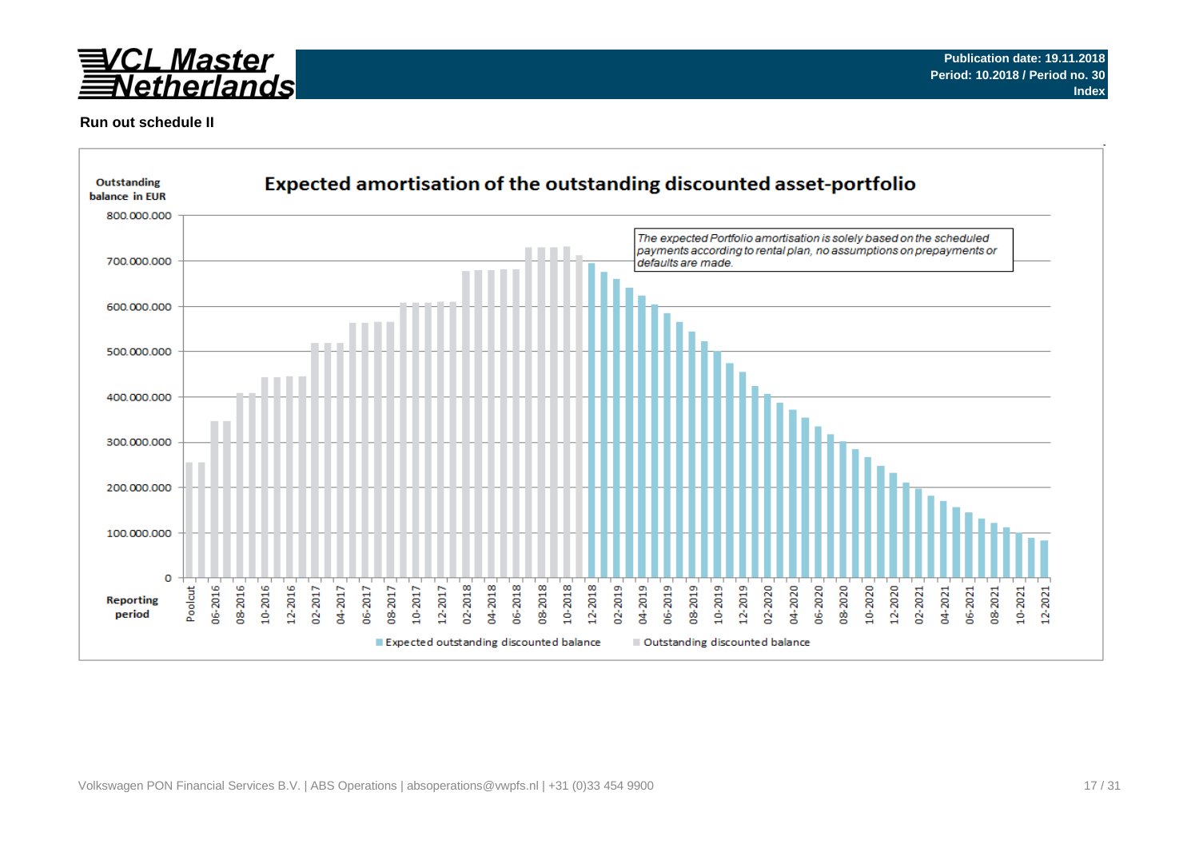**Run out schedule II**

**Expected amortisation of the outstanding discounted asset-portfolio**

*The expected Portfolio amortisation is solely based on the scheduled payments according to rental plan, no assumptions on prepayments or defaults are made.*

Outstanding balance in EUR

Reporting period

Expected outstanding discounted balance | Outstanding discounted balance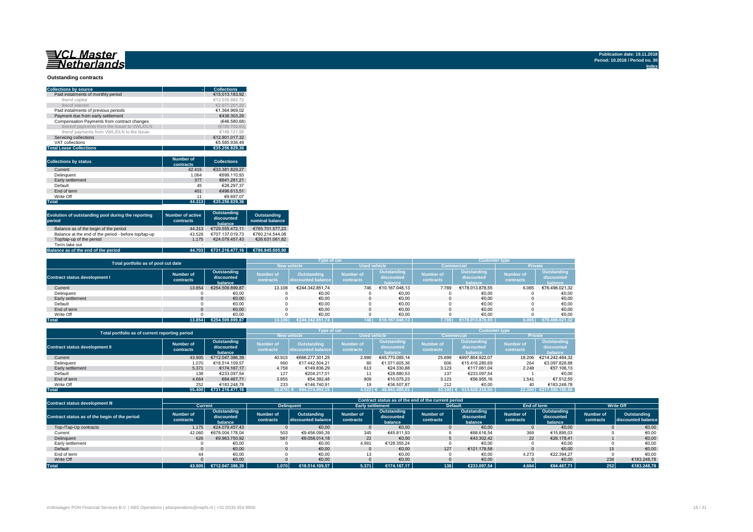**VCL Master Netherlands**

Publication date: 19.11.2018
Period: 10.2018 / Period no. 30
Index

### Outstanding contracts

| Collections by source | Collections |
|---|---|
| Paid instalments of monthly period | €15.013.183,92 |
| therof capital | €12.035.982,72 |
| therof interest | €2.977.201,20 |
| Paid instalments of previous periods | €1.364.969,02 |
| Payment due from early settlement | €438.303,29 |
| Compensation Payments from contract changes | (€46.580,68) |
| thereof payments from the Issuer to VWL/DLN | (€195.702,63) |
| therof payments from VWL/DLN to the Issuer | €149.121,95 |
| Servicing collections | €12.901.017,32 |
| VAT collections | €5.585.936,49 |
| **Total Lease Collections** | **€35.256.829,36** |

| Collections by status | Number of contracts | Collections |
|---|---|---|
| Current | 42.415 | €33.381.829,27 |
| Delinquent | 1.064 | €699.110,93 |
| Early settlement | 377 | €641.281,21 |
| Default | 45 | €28.297,37 |
| End of term | 401 | €496.613,51 |
| Write Off | 11 | €9.697,07 |
| **Total** | **44.313** | **€35.256.829,36** |

| Evolution of outstanding pool during the reporting period | Number of active contracts | Outstanding discounted balance | Outstanding nominal balance |
|---|---|---|---|
| Balance as of the begin of the period | 44.313 | €729.555.472,11 | €785.701.577,23 |
| Balance at the end of the period - before top/tap-up | 43.528 | €707.137.019,73 | €760.214.544,08 |
| Top/tap-up of the period | 1.175 | €24.079.457,43 | €26.631.061,82 |
| Term take out | - | - | - |
| **Balance as of the end of the period** | **44.703** | **€731.216.477,16** | **€786.845.605,90** |

| Total portfolio as of pool cut date | | | Type of car | | | | Customer type | | | |
|---|---|---|---|---|---|---|---|---|---|---|
| | | | New vehicle | | Used vehicle | | Commercial | | Private | |
| Contract status development I | Number of contracts | Outstanding discounted balance | Number of contracts | Outstanding discounted balance | Number of contracts | Outstanding discounted balance | Number of contracts | Outstanding discounted balance | Number of contracts | Outstanding discounted balance |
| Current | 13.854 | €254.509.899,87 | 13.108 | €244.342.851,74 | 746 | €10.167.048,13 | 7.789 | €178.013.878,55 | 6.065 | €76.496.021,32 |
| Delinquent | 0 | €0,00 | 0 | €0,00 | 0 | €0,00 | 0 | €0,00 | 0 | €0,00 |
| Early settlement | 0 | €0,00 | 0 | €0,00 | 0 | €0,00 | 0 | €0,00 | 0 | €0,00 |
| Default | 0 | €0,00 | 0 | €0,00 | 0 | €0,00 | 0 | €0,00 | 0 | €0,00 |
| End of term | 0 | €0,00 | 0 | €0,00 | 0 | €0,00 | 0 | €0,00 | 0 | €0,00 |
| Write Off | 0 | €0,00 | 0 | €0,00 | 0 | €0,00 | 0 | €0,00 | 0 | €0,00 |
| **Total** | **13.854** | **€254.509.899,87** | **13.108** | **€244.342.851,74** | **746** | **€10.167.048,13** | **7.789** | **€178.013.878,55** | **6.065** | **€76.496.021,32** |

| Total portfolio as of current reporting period | | | Type of car | | | | Customer type | | | |
|---|---|---|---|---|---|---|---|---|---|---|
| | | | New vehicle | | Used vehicle | | Commercial | | Private | |
| Contract status development II | Number of contracts | Outstanding discounted balance | Number of contracts | Outstanding discounted balance | Number of contracts | Outstanding discounted balance | Number of contracts | Outstanding discounted balance | Number of contracts | Outstanding discounted balance |
| Current | 43.905 | €712.047.386,39 | 40.915 | €666.277.301,25 | 2.990 | €45.770.085,14 | 25.699 | €497.804.922,07 | 18.206 | €214.242.464,32 |
| Delinquent | 1.070 | €18.514.109,57 | 990 | €17.442.504,21 | 80 | €1.071.605,36 | 806 | €15.416.280,69 | 264 | €3.097.828,88 |
| Early settlement | 5.371 | €174.167,17 | 4.758 | €149.836,29 | 613 | €24.330,88 | 3.123 | €117.061,04 | 2.248 | €57.106,13 |
| Default | 138 | €233.097,54 | 127 | €204.217,01 | 11 | €28.880,53 | 137 | €233.097,54 | 1 | €0,00 |
| End of term | 4.664 | €64.467,71 | 3.855 | €54.392,48 | 809 | €10.075,23 | 3.123 | €56.955,16 | 1.541 | €7.512,55 |
| Write Off | 252 | €183.248,78 | 233 | €146.740,91 | 19 | €36.507,87 | 212 | €0,00 | 40 | €183.248,78 |
| **Total** | **55.400** | **€731.216.477,16** | **50.878** | **€ 684.274.992,15** | **4.522** | **€ 46.941.485,01** | **33.100** | **€ 513.628.316,50** | **22.300** | **€217.588.160,66** |

| Contract status development III | Contract status as of the end of the current period | | | | | | | | | | | |
|---|---|---|---|---|---|---|---|---|---|---|---|---|
| | Current | | Delinquent | | Early settlement | | Default | | End of term | | Write Off | |
| Contract status as of the begin of the period | Number of contracts | Outstanding discounted balance | Number of contracts | Outstanding discounted balance | Number of contracts | Outstanding discounted balance | Number of contracts | Outstanding discounted balance | Number of contracts | Outstanding discounted balance | Number of contracts | Outstanding discounted balance |
| Top-/Tap-Up contracts | 1.175 | €24.079.457,43 | 0 | €0,00 | 0 | €0,00 | 0 | €0,00 | 0 | €0,00 | 0 | €0,00 |
| Current | 42.060 | €678.004.178,04 | 503 | €9.456.095,39 | 345 | €45.811,93 | 6 | €68.616,54 | 369 | €15.895,03 | 0 | €0,00 |
| Delinquent | 626 | €9.963.750,92 | 567 | €9.058.014,18 | 22 | €0,00 | 5 | €43.302,42 | 22 | €26.178,41 | 1 | €0,00 |
| Early settlement | 0 | €0,00 | 0 | €0,00 | 4.991 | €128.355,24 | 0 | €0,00 | 0 | €0,00 | 0 | €0,00 |
| Default | 0 | €0,00 | 0 | €0,00 | 0 | €0,00 | 127 | €121.178,58 | 0 | €0,00 | 15 | €0,00 |
| End of term | 44 | €0,00 | 0 | €0,00 | 13 | €0,00 | 0 | €0,00 | 4.273 | €22.394,27 | 0 | €0,00 |
| Write Off | 0 | €0,00 | 0 | €0,00 | 0 | €0,00 | 0 | €0,00 | 0 | €0,00 | 236 | €183.248,78 |
| **Total** | **43.905** | **€712.047.386,39** | **1.070** | **€18.514.109,57** | **5.371** | **€174.167,17** | **138** | **€233.097,54** | **4.664** | **€64.467,71** | **252** | **€183.248,78** |

Volkswagen PON Financial Services B.V. | ABS Operations | absoperations@vwpfs.nl | +31 (0)33 454 9900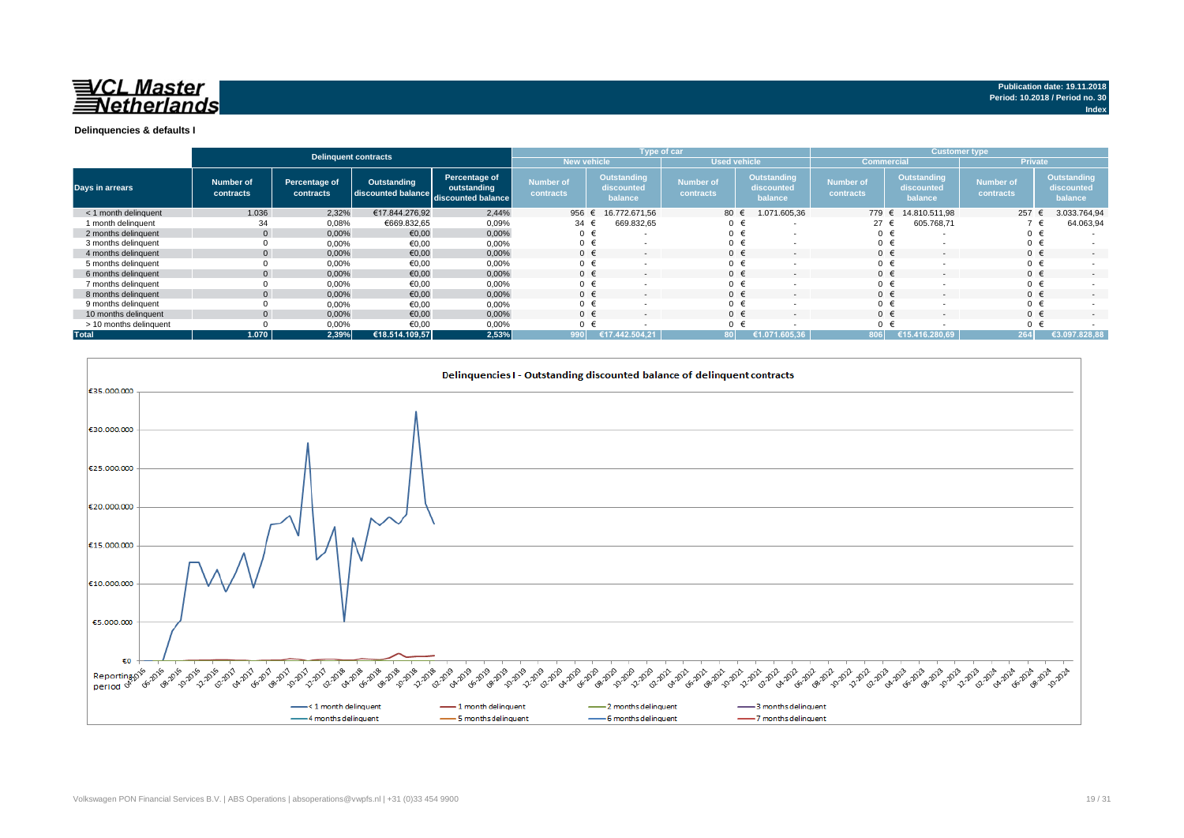**VCL Master Netherlands**

Publication date: 19.11.2018
Period: 10.2018 / Period no. 30
Index

## Delinquencies & defaults I

| Days in arrears | Delinquent contracts | | | | Type of car | | | | Customer type | | | |
|---|---|---|---|---|---|---|---|---|---|---|---|---|
| | | | | | New vehicle | | Used vehicle | | Commercial | | Private | |
| | Number of contracts | Percentage of contracts | Outstanding discounted balance | Percentage of outstanding discounted balance | Number of contracts | Outstanding discounted balance | Number of contracts | Outstanding discounted balance | Number of contracts | Outstanding discounted balance | Number of contracts | Outstanding discounted balance |
| < 1 month delinquent | 1.036 | 2,32% | €17.844.276,92 | 2,44% | 956 | € 16.772.671,56 | 80 | € 1.071.605,36 | 779 | € 14.810.511,98 | 257 | € 3.033.764,94 |
| 1 month delinquent | 34 | 0,08% | €669.832,65 | 0,09% | 34 | € 669.832,65 | 0 | € - | 27 | € 605.768,71 | 7 | € 64.063,94 |
| 2 months delinquent | 0 | 0,00% | €0,00 | 0,00% | 0 | € - | 0 | € - | 0 | € - | 0 | € - |
| 3 months delinquent | 0 | 0,00% | €0,00 | 0,00% | 0 | € - | 0 | € - | 0 | € - | 0 | € - |
| 4 months delinquent | 0 | 0,00% | €0,00 | 0,00% | 0 | € - | 0 | € - | 0 | € - | 0 | € - |
| 5 months delinquent | 0 | 0,00% | €0,00 | 0,00% | 0 | € - | 0 | € - | 0 | € - | 0 | € - |
| 6 months delinquent | 0 | 0,00% | €0,00 | 0,00% | 0 | € - | 0 | € - | 0 | € - | 0 | € - |
| 7 months delinquent | 0 | 0,00% | €0,00 | 0,00% | 0 | € - | 0 | € - | 0 | € - | 0 | € - |
| 8 months delinquent | 0 | 0,00% | €0,00 | 0,00% | 0 | € - | 0 | € - | 0 | € - | 0 | € - |
| 9 months delinquent | 0 | 0,00% | €0,00 | 0,00% | 0 | € - | 0 | € - | 0 | € - | 0 | € - |
| 10 months delinquent | 0 | 0,00% | €0,00 | 0,00% | 0 | € - | 0 | € - | 0 | € - | 0 | € - |
| > 10 months delinquent | 0 | 0,00% | €0,00 | 0,00% | 0 | € - | 0 | € - | 0 | € - | 0 | € - |
| **Total** | **1.070** | **2,39%** | **€18.514.109,57** | **2,53%** | **990** | **€17.442.504,21** | **80** | **€1.071.605,36** | **806** | **€15.416.280,69** | **264** | **€3.097.828,88** |

**Delinquencies I - Outstanding discounted balance of delinquent contracts**

Legend: < 1 month delinquent; 1 month delinquent; 2 months delinquent; 3 months delinquent; 4 months delinquent; 5 months delinquent; 6 months delinquent; 7 months delinquent

Volkswagen PON Financial Services B.V. | ABS Operations | absoperations@vwpfs.nl | +31 (0)33 454 9900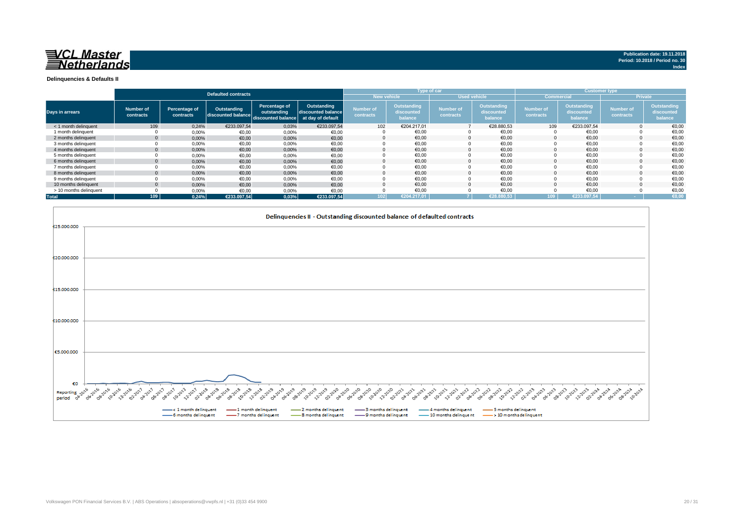**VCL Master Netherlands**

Publication date: 19.11.2018
Period: 10.2018 / Period no. 30
Index

## Delinquencies & Defaults II

| Days in arrears | Defaulted contracts | | | | | Type of car | | | | Customer type | | | |
|---|---|---|---|---|---|---|---|---|---|---|---|---|---|
| | | | | | | New vehicle | | Used vehicle | | Commercial | | Private | |
| | Number of contracts | Percentage of contracts | Outstanding discounted balance | Percentage of outstanding discounted balance | Outstanding discounted balance at day of default | Number of contracts | Outstanding discounted balance | Number of contracts | Outstanding discounted balance | Number of contracts | Outstanding discounted balance | Number of contracts | Outstanding discounted balance |
| < 1 month delinquent | 109 | 0,24% | €233.097,54 | 0,03% | €233.097,54 | 102 | €204.217,01 | 7 | €28.880,53 | 109 | €233.097,54 | 0 | €0,00 |
| 1 month delinquent | 0 | 0,00% | €0,00 | 0,00% | €0,00 | 0 | €0,00 | 0 | €0,00 | 0 | €0,00 | 0 | €0,00 |
| 2 months delinquent | 0 | 0,00% | €0,00 | 0,00% | €0,00 | 0 | €0,00 | 0 | €0,00 | 0 | €0,00 | 0 | €0,00 |
| 3 months delinquent | 0 | 0,00% | €0,00 | 0,00% | €0,00 | 0 | €0,00 | 0 | €0,00 | 0 | €0,00 | 0 | €0,00 |
| 4 months delinquent | 0 | 0,00% | €0,00 | 0,00% | €0,00 | 0 | €0,00 | 0 | €0,00 | 0 | €0,00 | 0 | €0,00 |
| 5 months delinquent | 0 | 0,00% | €0,00 | 0,00% | €0,00 | 0 | €0,00 | 0 | €0,00 | 0 | €0,00 | 0 | €0,00 |
| 6 months delinquent | 0 | 0,00% | €0,00 | 0,00% | €0,00 | 0 | €0,00 | 0 | €0,00 | 0 | €0,00 | 0 | €0,00 |
| 7 months delinquent | 0 | 0,00% | €0,00 | 0,00% | €0,00 | 0 | €0,00 | 0 | €0,00 | 0 | €0,00 | 0 | €0,00 |
| 8 months delinquent | 0 | 0,00% | €0,00 | 0,00% | €0,00 | 0 | €0,00 | 0 | €0,00 | 0 | €0,00 | 0 | €0,00 |
| 9 months delinquent | 0 | 0,00% | €0,00 | 0,00% | €0,00 | 0 | €0,00 | 0 | €0,00 | 0 | €0,00 | 0 | €0,00 |
| 10 months delinquent | 0 | 0,00% | €0,00 | 0,00% | €0,00 | 0 | €0,00 | 0 | €0,00 | 0 | €0,00 | 0 | €0,00 |
| > 10 months delinquent | 0 | 0,00% | €0,00 | 0,00% | €0,00 | 0 | €0,00 | 0 | €0,00 | 0 | €0,00 | 0 | €0,00 |
| **Total** | **109** | **0,24%** | **€233.097,54** | **0,03%** | **€233.097,54** | **102** | **€204.217,01** | **7** | **€28.880,53** | **109** | **€233.097,54** | **-** | **€0,00** |

### Delinquencies II - Outstanding discounted balance of defaulted contracts

Y-axis: €0 – €25.000.000; X-axis: Reporting period 04-2016 – 10-2024

Legend: < 1 month delinquent, 1 month delinquent, 2 months delinquent, 3 months delinquent, 4 months delinquent, 5 months delinquent, 6 months delinquent, 7 months delinquent, 8 months delinquent, 9 months delinquent, 10 months delinquent, > 10 months delinquent

Volkswagen PON Financial Services B.V. | ABS Operations | absoperations@vwpfs.nl | +31 (0)33 454 9900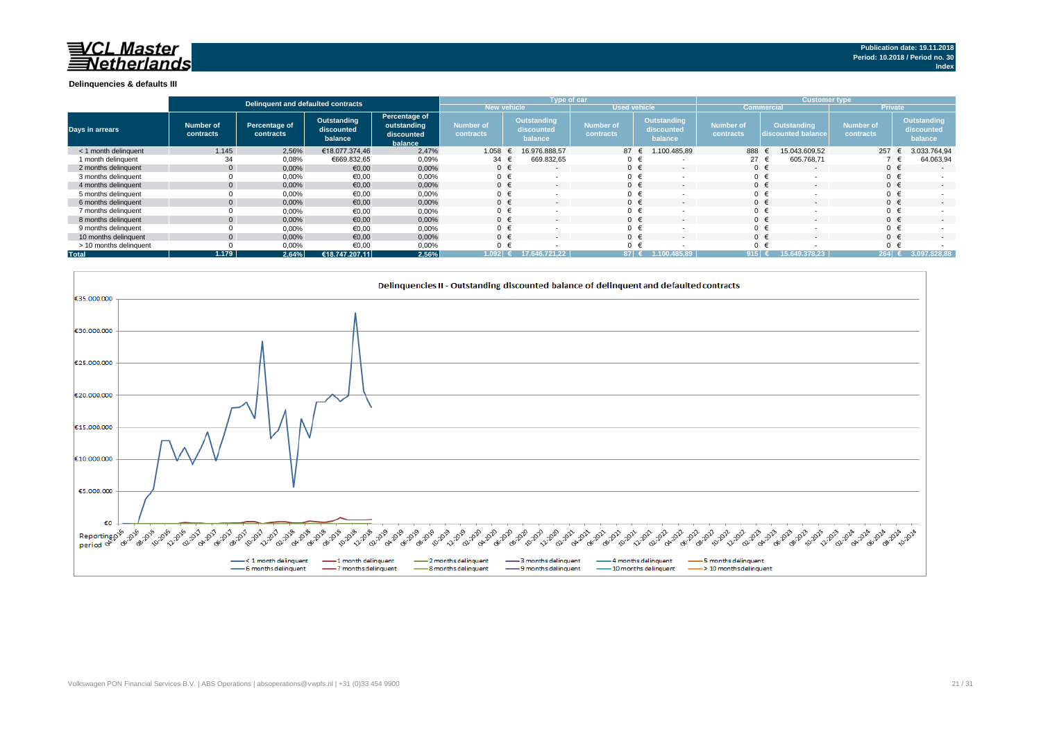**Publication date: 19.11.2018**
**Period: 10.2018 / Period no. 30**
**Index**

### Delinquencies & defaults III

| Days in arrears | Delinquent and defaulted contracts | | | | Type of car | | | | Customer type | | | |
|---|---|---|---|---|---|---|---|---|---|---|---|---|
| | | | | | New vehicle | | Used vehicle | | Commercial | | Private | |
| | Number of contracts | Percentage of contracts | Outstanding discounted balance | Percentage of outstanding discounted balance | Number of contracts | Outstanding discounted balance | Number of contracts | Outstanding discounted balance | Number of contracts | Outstanding discounted balance | Number of contracts | Outstanding discounted balance |
| < 1 month delinquent | 1.145 | 2,56% | €18.077.374,46 | 2,47% | 1.058 | € 16.976.888,57 | 87 | € 1.100.485,89 | 888 | € 15.043.609,52 | 257 | € 3.033.764,94 |
| 1 month delinquent | 34 | 0,08% | €669.832,65 | 0,09% | 34 | € 669.832,65 | 0 | € - | 27 | € 605.768,71 | 7 | € 64.063,94 |
| 2 months delinquent | 0 | 0,00% | €0,00 | 0,00% | 0 | € - | 0 | € - | 0 | € - | 0 | € - |
| 3 months delinquent | 0 | 0,00% | €0,00 | 0,00% | 0 | € - | 0 | € - | 0 | € - | 0 | € - |
| 4 months delinquent | 0 | 0,00% | €0,00 | 0,00% | 0 | € - | 0 | € - | 0 | € - | 0 | € - |
| 5 months delinquent | 0 | 0,00% | €0,00 | 0,00% | 0 | € - | 0 | € - | 0 | € - | 0 | € - |
| 6 months delinquent | 0 | 0,00% | €0,00 | 0,00% | 0 | € - | 0 | € - | 0 | € - | 0 | € - |
| 7 months delinquent | 0 | 0,00% | €0,00 | 0,00% | 0 | € - | 0 | € - | 0 | € - | 0 | € - |
| 8 months delinquent | 0 | 0,00% | €0,00 | 0,00% | 0 | € - | 0 | € - | 0 | € - | 0 | € - |
| 9 months delinquent | 0 | 0,00% | €0,00 | 0,00% | 0 | € - | 0 | € - | 0 | € - | 0 | € - |
| 10 months delinquent | 0 | 0,00% | €0,00 | 0,00% | 0 | € - | 0 | € - | 0 | € - | 0 | € - |
| > 10 months delinquent | 0 | 0,00% | €0,00 | 0,00% | 0 | € - | 0 | € - | 0 | € - | 0 | € - |
| **Total** | **1.179** | **2,64%** | **€18.747.207,11** | **2,56%** | **1.092** | **€ 17.646.721,22** | **87** | **€ 1.100.485,89** | **915** | **€ 15.649.378,23** | **264** | **€ 3.097.828,88** |

**Delinquencies II - Outstanding discounted balance of delinquent and defaulted contracts**

Legend: < 1 month delinquent, 1 month delinquent, 2 months delinquent, 3 months delinquent, 4 months delinquent, 5 months delinquent, 6 months delinquent, 7 months delinquent, 8 months delinquent, 9 months delinquent, 10 months delinquent, > 10 months delinquent

Volkswagen PON Financial Services B.V. | ABS Operations | absoperations@vwpfs.nl | +31 (0)33 454 9900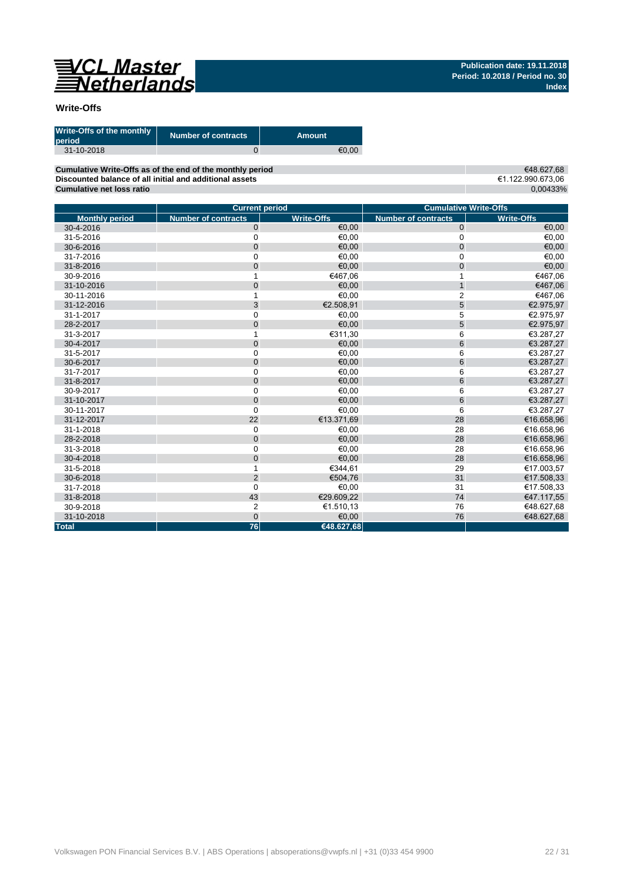Publication date: 19.11.2018
Period: 10.2018 / Period no. 30
Index

## Write-Offs

| Write-Offs of the monthly period | Number of contracts | Amount |
|---|---|---|
| 31-10-2018 | 0 | €0,00 |

| | |
|---|---|
| **Cumulative Write-Offs as of the end of the monthly period** | €48.627,68 |
| **Discounted balance of all initial and additional assets** | €1.122.990.673,06 |
| **Cumulative net loss ratio** | 0,00433% |

| | Current period | | Cumulative Write-Offs | |
|---|---|---|---|---|
| **Monthly period** | **Number of contracts** | **Write-Offs** | **Number of contracts** | **Write-Offs** |
| 30-4-2016 | 0 | €0,00 | 0 | €0,00 |
| 31-5-2016 | 0 | €0,00 | 0 | €0,00 |
| 30-6-2016 | 0 | €0,00 | 0 | €0,00 |
| 31-7-2016 | 0 | €0,00 | 0 | €0,00 |
| 31-8-2016 | 0 | €0,00 | 0 | €0,00 |
| 30-9-2016 | 1 | €467,06 | 1 | €467,06 |
| 31-10-2016 | 0 | €0,00 | 1 | €467,06 |
| 30-11-2016 | 1 | €0,00 | 2 | €467,06 |
| 31-12-2016 | 3 | €2.508,91 | 5 | €2.975,97 |
| 31-1-2017 | 0 | €0,00 | 5 | €2.975,97 |
| 28-2-2017 | 0 | €0,00 | 5 | €2.975,97 |
| 31-3-2017 | 1 | €311,30 | 6 | €3.287,27 |
| 30-4-2017 | 0 | €0,00 | 6 | €3.287,27 |
| 31-5-2017 | 0 | €0,00 | 6 | €3.287,27 |
| 30-6-2017 | 0 | €0,00 | 6 | €3.287,27 |
| 31-7-2017 | 0 | €0,00 | 6 | €3.287,27 |
| 31-8-2017 | 0 | €0,00 | 6 | €3.287,27 |
| 30-9-2017 | 0 | €0,00 | 6 | €3.287,27 |
| 31-10-2017 | 0 | €0,00 | 6 | €3.287,27 |
| 30-11-2017 | 0 | €0,00 | 6 | €3.287,27 |
| 31-12-2017 | 22 | €13.371,69 | 28 | €16.658,96 |
| 31-1-2018 | 0 | €0,00 | 28 | €16.658,96 |
| 28-2-2018 | 0 | €0,00 | 28 | €16.658,96 |
| 31-3-2018 | 0 | €0,00 | 28 | €16.658,96 |
| 30-4-2018 | 0 | €0,00 | 28 | €16.658,96 |
| 31-5-2018 | 1 | €344,61 | 29 | €17.003,57 |
| 30-6-2018 | 2 | €504,76 | 31 | €17.508,33 |
| 31-7-2018 | 0 | €0,00 | 31 | €17.508,33 |
| 31-8-2018 | 43 | €29.609,22 | 74 | €47.117,55 |
| 30-9-2018 | 2 | €1.510,13 | 76 | €48.627,68 |
| 31-10-2018 | 0 | €0,00 | 76 | €48.627,68 |
| **Total** | **76** | **€48.627,68** | | |

Volkswagen PON Financial Services B.V. | ABS Operations | absoperations@vwpfs.nl | +31 (0)33 454 9900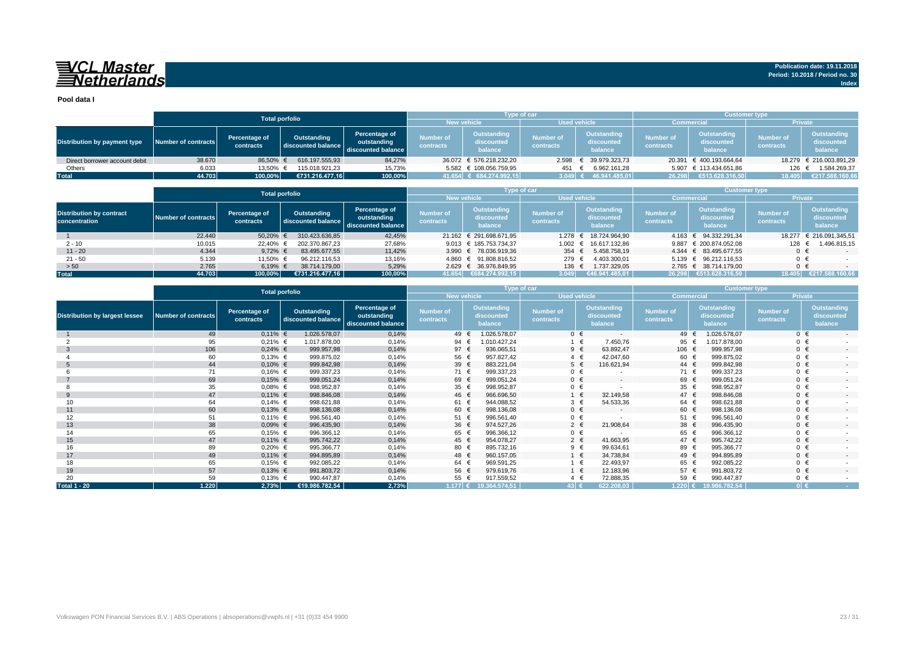VCL Master Netherlands

Publication date: 19.11.2018
Period: 10.2018 / Period no. 30
Index

**Pool data I**

| Distribution by payment type | Total porfolio | | | | Type of car | | | | Customer type | | | |
|---|---|---|---|---|---|---|---|---|---|---|---|---|
| | | | | | New vehicle | | Used vehicle | | Commercial | | Private | |
| | Number of contracts | Percentage of contracts | Outstanding discounted balance | Percentage of outstanding discounted balance | Number of contracts | Outstanding discounted balance | Number of contracts | Outstanding discounted balance | Number of contracts | Outstanding discounted balance | Number of contracts | Outstanding discounted balance |
| Direct borrower account debit | 38.670 | 86,50% | € 616.197.555,93 | 84,27% | 36.072 | € 576.218.232,20 | 2.598 | € 39.979.323,73 | 20.391 | € 400.193.664,64 | 18.279 | € 216.003.891,29 |
| Others | 6.033 | 13,50% | € 115.018.921,23 | 15,73% | 5.582 | € 108.056.759,95 | 451 | € 6.962.161,28 | 5.907 | € 113.434.651,86 | 126 | € 1.584.269,37 |
| **Total** | 44.703 | 100,00% | €731.216.477,16 | 100,00% | 41.654 | € 684.274.992,15 | 3.049 | € 46.941.485,01 | 26.298 | €513.628.316,50 | 18.405 | €217.588.160,66 |

| Distribution by contract concentration | Total porfolio | | | | Type of car | | | | Customer type | | | |
|---|---|---|---|---|---|---|---|---|---|---|---|---|
| | | | | | New vehicle | | Used vehicle | | Commercial | | Private | |
| | Number of contracts | Percentage of contracts | Outstanding discounted balance | Percentage of outstanding discounted balance | Number of contracts | Outstanding discounted balance | Number of contracts | Outstanding discounted balance | Number of contracts | Outstanding discounted balance | Number of contracts | Outstanding discounted balance |
| 1 | 22.440 | 50,20% | € 310.423.636,85 | 42,45% | 21.162 | € 291.698.671,95 | 1.278 | € 18.724.964,90 | 4.163 | € 94.332.291,34 | 18.277 | € 216.091.345,51 |
| 2 - 10 | 10.015 | 22,40% | € 202.370.867,23 | 27,68% | 9.013 | € 185.753.734,37 | 1.002 | € 16.617.132,86 | 9.887 | € 200.874.052,08 | 128 | € 1.496.815,15 |
| 11 - 20 | 4.344 | 9,72% | € 83.495.677,55 | 11,42% | 3.990 | € 78.036.919,36 | 354 | € 5.458.758,19 | 4.344 | € 83.495.677,55 | 0 | € - |
| 21 - 50 | 5.139 | 11,50% | € 96.212.116,53 | 13,16% | 4.860 | € 91.808.816,52 | 279 | € 4.403.300,01 | 5.139 | € 96.212.116,53 | 0 | € - |
| > 50 | 2.765 | 6,19% | € 38.714.179,00 | 5,29% | 2.629 | € 36.976.849,95 | 136 | € 1.737.329,05 | 2.765 | € 38.714.179,00 | 0 | € - |
| **Total** | 44.703 | 100,00% | €731.216.477,16 | 100,00% | 41.654 | €684.274.992,15 | 3.049 | €46.941.485,01 | 26.298 | €513.628.316,50 | 18.405 | €217.588.160,66 |

| Distribution by largest lessee | Total porfolio | | | | Type of car | | | | Customer type | | | |
|---|---|---|---|---|---|---|---|---|---|---|---|---|
| | | | | | New vehicle | | Used vehicle | | Commercial | | Private | |
| | Number of contracts | Percentage of contracts | Outstanding discounted balance | Percentage of outstanding discounted balance | Number of contracts | Outstanding discounted balance | Number of contracts | Outstanding discounted balance | Number of contracts | Outstanding discounted balance | Number of contracts | Outstanding discounted balance |
| 1 | 49 | 0,11% | € 1.026.578,07 | 0,14% | 49 | € 1.026.578,07 | 0 | € - | 49 | € 1.026.578,07 | 0 | € - |
| 2 | 95 | 0,21% | € 1.017.878,00 | 0,14% | 94 | € 1.010.427,24 | 1 | € 7.450,76 | 95 | € 1.017.878,00 | 0 | € - |
| 3 | 106 | 0,24% | € 999.957,98 | 0,14% | 97 | € 936.065,51 | 9 | € 63.892,47 | 106 | € 999.957,98 | 0 | € - |
| 4 | 60 | 0,13% | € 999.875,02 | 0,14% | 56 | € 957.827,42 | 4 | € 42.047,60 | 60 | € 999.875,02 | 0 | € - |
| 5 | 44 | 0,10% | € 999.842,98 | 0,14% | 39 | € 883.221,04 | 5 | € 116.621,94 | 44 | € 999.842,98 | 0 | € - |
| 6 | 71 | 0,16% | € 999.337,23 | 0,14% | 71 | € 999.337,23 | 0 | € - | 71 | € 999.337,23 | 0 | € - |
| 7 | 69 | 0,15% | € 999.051,24 | 0,14% | 69 | € 999.051,24 | 0 | € - | 69 | € 999.051,24 | 0 | € - |
| 8 | 35 | 0,08% | € 998.952,87 | 0,14% | 35 | € 998.952,87 | 0 | € - | 35 | € 998.952,87 | 0 | € - |
| 9 | 47 | 0,11% | € 998.846,08 | 0,14% | 46 | € 966.696,50 | 1 | € 32.149,58 | 47 | € 998.846,08 | 0 | € - |
| 10 | 64 | 0,14% | € 998.621,88 | 0,14% | 61 | € 944.088,52 | 3 | € 54.533,36 | 64 | € 998.621,88 | 0 | € - |
| 11 | 60 | 0,13% | € 998.136,08 | 0,14% | 60 | € 998.136,08 | 0 | € - | 60 | € 998.136,08 | 0 | € - |
| 12 | 51 | 0,11% | € 996.561,40 | 0,14% | 51 | € 996.561,40 | 0 | € - | 51 | € 996.561,40 | 0 | € - |
| 13 | 38 | 0,09% | € 996.435,90 | 0,14% | 36 | € 974.527,26 | 2 | € 21.908,64 | 38 | € 996.435,90 | 0 | € - |
| 14 | 65 | 0,15% | € 996.366,12 | 0,14% | 65 | € 996.366,12 | 0 | € - | 65 | € 996.366,12 | 0 | € - |
| 15 | 47 | 0,11% | € 995.742,22 | 0,14% | 45 | € 954.078,27 | 2 | € 41.663,95 | 47 | € 995.742,22 | 0 | € - |
| 16 | 89 | 0,20% | € 995.366,77 | 0,14% | 80 | € 895.732,16 | 9 | € 99.634,61 | 89 | € 995.366,77 | 0 | € - |
| 17 | 49 | 0,11% | € 994.895,89 | 0,14% | 48 | € 960.157,05 | 1 | € 34.738,84 | 49 | € 994.895,89 | 0 | € - |
| 18 | 65 | 0,15% | € 992.085,22 | 0,14% | 64 | € 969.591,25 | 1 | € 22.493,97 | 65 | € 992.085,22 | 0 | € - |
| 19 | 57 | 0,13% | € 991.803,72 | 0,14% | 56 | € 979.619,76 | 1 | € 12.183,96 | 57 | € 991.803,72 | 0 | € - |
| 20 | 59 | 0,13% | € 990.447,87 | 0,14% | 55 | € 917.559,52 | 4 | € 72.888,35 | 59 | € 990.447,87 | 0 | € - |
| **Total 1 - 20** | 1.220 | 2,73% | €19.986.782,54 | 2,73% | 1.177 | € 19.364.574,51 | 43 | € 622.208,03 | 1.220 | € 19.986.782,54 | 0 | € - |

Volkswagen PON Financial Services B.V. | ABS Operations | absoperations@vwpfs.nl | +31 (0)33 454 9900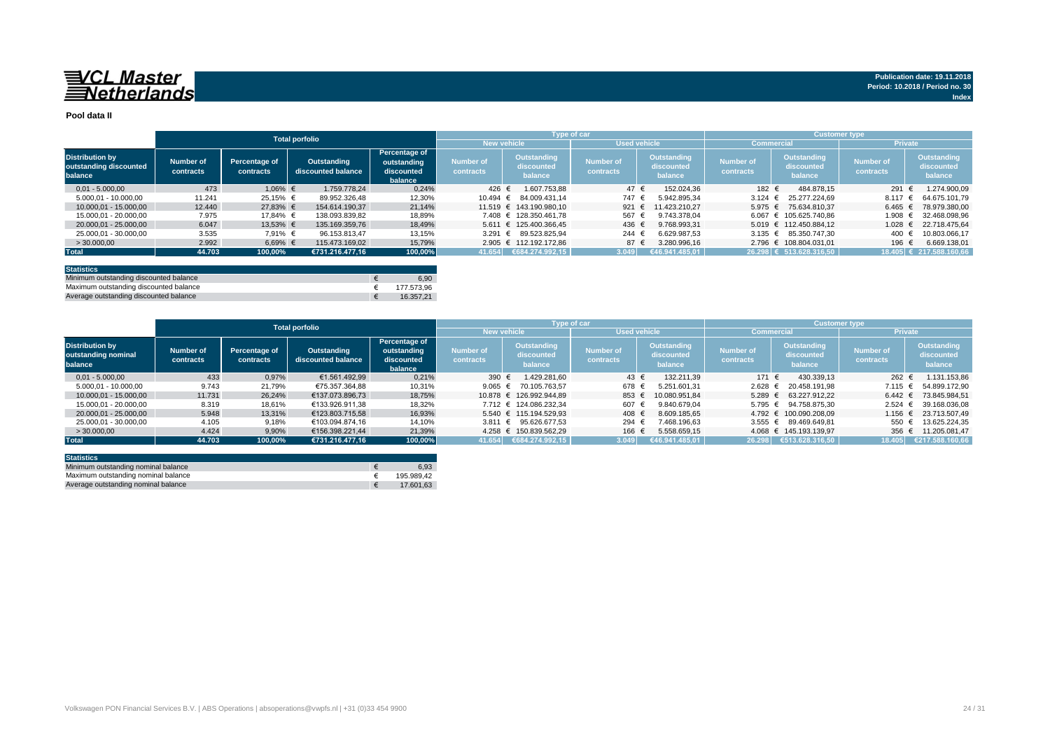**VCL Master Netherlands**

Publication date: 19.11.2018
Period: 10.2018 / Period no. 30
Index

## Pool data II

| | Total porfolio | | | | Type of car | | | | Customer type | | | |
|---|---|---|---|---|---|---|---|---|---|---|---|---|
| | | | | | New vehicle | | Used vehicle | | Commercial | | Private | |
| **Distribution by outstanding discounted balance** | Number of contracts | Percentage of contracts | Outstanding discounted balance | Percentage of outstanding discounted balance | Number of contracts | Outstanding discounted balance | Number of contracts | Outstanding discounted balance | Number of contracts | Outstanding discounted balance | Number of contracts | Outstanding discounted balance |
| 0,01 - 5.000,00 | 473 | 1,06% | € 1.759.778,24 | 0,24% | 426 | € 1.607.753,88 | 47 | € 152.024,36 | 182 | € 484.878,15 | 291 | € 1.274.900,09 |
| 5.000,01 - 10.000,00 | 11.241 | 25,15% | € 89.952.326,48 | 12,30% | 10.494 | € 84.009.431,14 | 747 | € 5.942.895,34 | 3.124 | € 25.277.224,69 | 8.117 | € 64.675.101,79 |
| 10.000,01 - 15.000,00 | 12.440 | 27,83% | € 154.614.190,37 | 21,14% | 11.519 | € 143.190.980,10 | 921 | € 11.423.210,27 | 5.975 | € 75.634.810,37 | 6.465 | € 78.979.380,00 |
| 15.000,01 - 20.000,00 | 7.975 | 17,84% | € 138.093.839,82 | 18,89% | 7.408 | € 128.350.461,78 | 567 | € 9.743.378,04 | 6.067 | € 105.625.740,86 | 1.908 | € 32.468.098,96 |
| 20.000,01 - 25.000,00 | 6.047 | 13,53% | € 135.169.359,76 | 18,49% | 5.611 | € 125.400.366,45 | 436 | € 9.768.993,31 | 5.019 | € 112.450.884,12 | 1.028 | € 22.718.475,64 |
| 25.000,01 - 30.000,00 | 3.535 | 7,91% | € 96.153.813,47 | 13,15% | 3.291 | € 89.523.825,94 | 244 | € 6.629.987,53 | 3.135 | € 85.350.747,30 | 400 | € 10.803.066,17 |
| > 30.000,00 | 2.992 | 6,69% | € 115.473.169,02 | 15,79% | 2.905 | € 112.192.172,86 | 87 | € 3.280.996,16 | 2.796 | € 108.804.031,01 | 196 | € 6.669.138,01 |
| **Total** | **44.703** | **100,00%** | **€731.216.477,16** | **100,00%** | **41.654** | **€684.274.992,15** | **3.049** | **€46.941.485,01** | **26.298** | **€ 513.628.316,50** | **18.405** | **€ 217.588.160,66** |

| Statistics | | |
|---|---|---|
| Minimum outstanding discounted balance | € | 6,90 |
| Maximum outstanding discounted balance | € | 177.573,96 |
| Average outstanding discounted balance | € | 16.357,21 |

| | Total porfolio | | | | Type of car | | | | Customer type | | | |
|---|---|---|---|---|---|---|---|---|---|---|---|---|
| | | | | | New vehicle | | Used vehicle | | Commercial | | Private | |
| **Distribution by outstanding nominal balance** | Number of contracts | Percentage of contracts | Outstanding discounted balance | Percentage of outstanding discounted balance | Number of contracts | Outstanding discounted balance | Number of contracts | Outstanding discounted balance | Number of contracts | Outstanding discounted balance | Number of contracts | Outstanding discounted balance |
| 0,01 - 5.000,00 | 433 | 0,97% | €1.561.492,99 | 0,21% | 390 | € 1.429.281,60 | 43 | € 132.211,39 | 171 | € 430.339,13 | 262 | € 1.131.153,86 |
| 5.000,01 - 10.000,00 | 9.743 | 21,79% | €75.357.364,88 | 10,31% | 9.065 | € 70.105.763,57 | 678 | € 5.251.601,31 | 2.628 | € 20.458.191,98 | 7.115 | € 54.899.172,90 |
| 10.000,01 - 15.000,00 | 11.731 | 26,24% | €137.073.896,73 | 18,75% | 10.878 | € 126.992.944,89 | 853 | € 10.080.951,84 | 5.289 | € 63.227.912,22 | 6.442 | € 73.845.984,51 |
| 15.000,01 - 20.000,00 | 8.319 | 18,61% | €133.926.911,38 | 18,32% | 7.712 | € 124.086.232,34 | 607 | € 9.840.679,04 | 5.795 | € 94.758.875,30 | 2.524 | € 39.168.036,08 |
| 20.000,01 - 25.000,00 | 5.948 | 13,31% | €123.803.715,58 | 16,93% | 5.540 | € 115.194.529,93 | 408 | € 8.609.185,65 | 4.792 | € 100.090.208,09 | 1.156 | € 23.713.507,49 |
| 25.000,01 - 30.000,00 | 4.105 | 9,18% | €103.094.874,16 | 14,10% | 3.811 | € 95.626.677,53 | 294 | € 7.468.196,63 | 3.555 | € 89.469.649,81 | 550 | € 13.625.224,35 |
| > 30.000,00 | 4.424 | 9,90% | €156.398.221,44 | 21,39% | 4.258 | € 150.839.562,29 | 166 | € 5.558.659,15 | 4.068 | € 145.193.139,97 | 356 | € 11.205.081,47 |
| **Total** | **44.703** | **100,00%** | **€731.216.477,16** | **100,00%** | **41.654** | **€684.274.992,15** | **3.049** | **€46.941.485,01** | **26.298** | **€513.628.316,50** | **18.405** | **€217.588.160,66** |

| Statistics | | |
|---|---|---|
| Minimum outstanding nominal balance | € | 6,93 |
| Maximum outstanding nominal balance | € | 195.989,42 |
| Average outstanding nominal balance | € | 17.601,63 |

Volkswagen PON Financial Services B.V. | ABS Operations | absoperations@vwpfs.nl | +31 (0)33 454 9900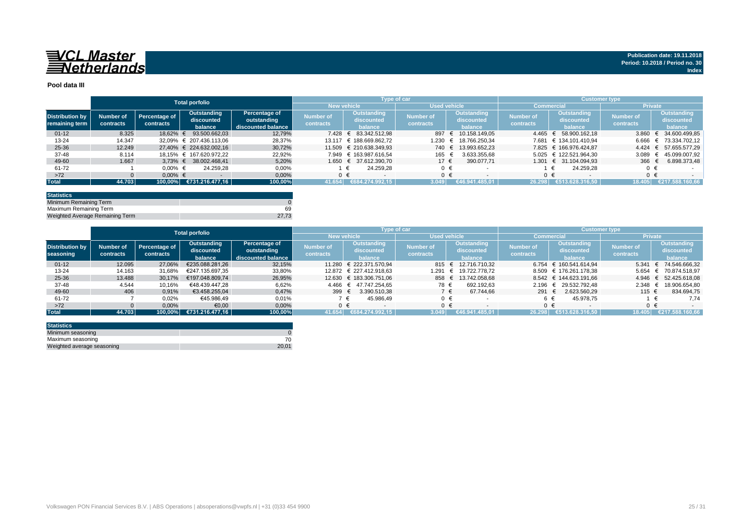# Pool data III

| Distribution by remaining term | Total porfolio | | | | Type of car | | | | Customer type | | | |
|---|---|---|---|---|---|---|---|---|---|---|---|---|
| | | | | | New vehicle | | Used vehicle | | Commercial | | Private | |
| | Number of contracts | Percentage of contracts | Outstanding discounted balance | Percentage of outstanding discounted balance | Number of contracts | Outstanding discounted balance | Number of contracts | Outstanding discounted balance | Number of contracts | Outstanding discounted balance | Number of contracts | Outstanding discounted balance |
| 01-12 | 8.325 | 18,62% | € 93.500.662,03 | 12,79% | 7.428 | € 83.342.512,98 | 897 | € 10.158.149,05 | 4.465 | € 58.900.162,18 | 3.860 | € 34.600.499,85 |
| 13-24 | 14.347 | 32,09% | € 207.436.113,06 | 28,37% | 13.117 | € 188.669.862,72 | 1.230 | € 18.766.250,34 | 7.681 | € 134.101.410,94 | 6.666 | € 73.334.702,12 |
| 25-36 | 12.249 | 27,40% | € 224.632.002,16 | 30,72% | 11.509 | € 210.638.349,93 | 740 | € 13.993.652,23 | 7.825 | € 166.976.424,87 | 4.424 | € 57.655.577,29 |
| 37-48 | 8.114 | 18,15% | € 167.620.972,22 | 22,92% | 7.949 | € 163.987.616,54 | 165 | € 3.633.355,68 | 5.025 | € 122.521.964,30 | 3.089 | € 45.099.007,92 |
| 49-60 | 1.667 | 3,73% | € 38.002.468,41 | 5,20% | 1.650 | € 37.612.390,70 | 17 | € 390.077,71 | 1.301 | € 31.104.094,93 | 366 | € 6.898.373,48 |
| 61-72 | 1 | 0,00% | € 24.259,28 | 0,00% | 1 | € 24.259,28 | 0 | € - | 1 | € 24.259,28 | 0 | € - |
| >72 | 0 | 0,00% | € - | 0,00% | 0 | € - | 0 | € - | 0 | € - | 0 | € - |
| **Total** | **44.703** | **100,00%** | **€731.216.477,16** | **100,00%** | **41.654** | **€684.274.992,15** | **3.049** | **€46.941.485,01** | **26.298** | **€513.628.316,50** | **18.405** | **€217.588.160,66** |

| Statistics | |
|---|---|
| Minimum Remaining Term | 0 |
| Maximum Remaining Term | 69 |
| Weighted Average Remaining Term | 27,73 |

| Distribution by seasoning | Total porfolio | | | | Type of car | | | | Customer type | | | |
|---|---|---|---|---|---|---|---|---|---|---|---|---|
| | | | | | New vehicle | | Used vehicle | | Commercial | | Private | |
| | Number of contracts | Percentage of contracts | Outstanding discounted balance | Percentage of outstanding discounted balance | Number of contracts | Outstanding discounted balance | Number of contracts | Outstanding discounted balance | Number of contracts | Outstanding discounted balance | Number of contracts | Outstanding discounted balance |
| 01-12 | 12.095 | 27,06% | €235.088.281,26 | 32,15% | 11.280 | € 222.371.570,94 | 815 | € 12.716.710,32 | 6.754 | € 160.541.614,94 | 5.341 | € 74.546.666,32 |
| 13-24 | 14.163 | 31,68% | €247.135.697,35 | 33,80% | 12.872 | € 227.412.918,63 | 1.291 | € 19.722.778,72 | 8.509 | € 176.261.178,38 | 5.654 | € 70.874.518,97 |
| 25-36 | 13.488 | 30,17% | €197.048.809,74 | 26,95% | 12.630 | € 183.306.751,06 | 858 | € 13.742.058,68 | 8.542 | € 144.623.191,66 | 4.946 | € 52.425.618,08 |
| 37-48 | 4.544 | 10,16% | €48.439.447,28 | 6,62% | 4.466 | € 47.747.254,65 | 78 | € 692.192,63 | 2.196 | € 29.532.792,48 | 2.348 | € 18.906.654,80 |
| 49-60 | 406 | 0,91% | €3.458.255,04 | 0,47% | 399 | € 3.390.510,38 | 7 | € 67.744,66 | 291 | € 2.623.560,29 | 115 | € 834.694,75 |
| 61-72 | 7 | 0,02% | €45.986,49 | 0,01% | 7 | € 45.986,49 | 0 | € - | 6 | € 45.978,75 | 1 | € 7,74 |
| >72 | 0 | 0,00% | €0,00 | 0,00% | 0 | € - | 0 | € - | 0 | € - | 0 | € - |
| **Total** | **44.703** | **100,00%** | **€731.216.477,16** | **100,00%** | **41.654** | **€684.274.992,15** | **3.049** | **€46.941.485,01** | **26.298** | **€513.628.316,50** | **18.405** | **€217.588.160,66** |

| Statistics | |
|---|---|
| Minimum seasoning | 0 |
| Maximum seasoning | 70 |
| Weighted average seasoning | 20,01 |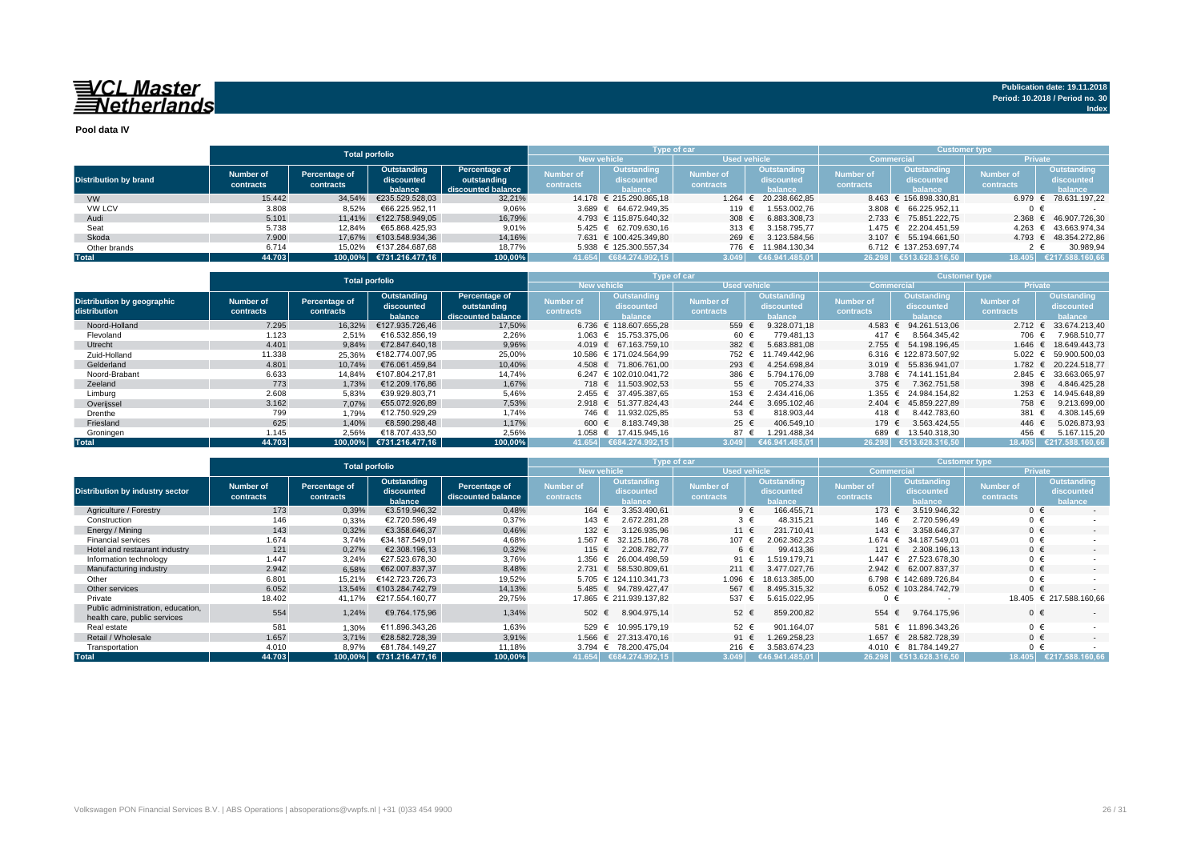**VCL Master Netherlands**

Publication date: 19.11.2018
Period: 10.2018 / Period no. 30
Index

**Pool data IV**

| Distribution by brand | Total porfolio | | | | Type of car | | | | Customer type | | | |
|---|---|---|---|---|---|---|---|---|---|---|---|---|
| | | | | | New vehicle | | Used vehicle | | Commercial | | Private | |
| | Number of contracts | Percentage of contracts | Outstanding discounted balance | Percentage of outstanding discounted balance | Number of contracts | Outstanding discounted balance | Number of contracts | Outstanding discounted balance | Number of contracts | Outstanding discounted balance | Number of contracts | Outstanding discounted balance |
| VW | 15.442 | 34,54% | €235.529.528,03 | 32,21% | 14.178 | € 215.290.865,18 | 1.264 | € 20.238.662,85 | 8.463 | € 156.898.330,81 | 6.979 | € 78.631.197,22 |
| VW LCV | 3.808 | 8,52% | €66.225.952,11 | 9,06% | 3.689 | € 64.672.949,35 | 119 | € 1.553.002,76 | 3.808 | € 66.225.952,11 | 0 | € - |
| Audi | 5.101 | 11,41% | €122.758.949,05 | 16,79% | 4.793 | € 115.875.640,32 | 308 | € 6.883.308,73 | 2.733 | € 75.851.222,75 | 2.368 | € 46.907.726,30 |
| Seat | 5.738 | 12,84% | €65.868.425,93 | 9,01% | 5.425 | € 62.709.630,16 | 313 | € 3.158.795,77 | 1.475 | € 22.204.451,59 | 4.263 | € 43.663.974,34 |
| Skoda | 7.900 | 17,67% | €103.548.934,36 | 14,16% | 7.631 | € 100.425.349,80 | 269 | € 3.123.584,56 | 3.107 | € 55.194.661,50 | 4.793 | € 48.354.272,86 |
| Other brands | 6.714 | 15,02% | €137.284.687,68 | 18,77% | 5.938 | € 125.300.557,34 | 776 | € 11.984.130,34 | 6.712 | € 137.253.697,74 | 2 | € 30.989,94 |
| **Total** | **44.703** | **100,00%** | **€731.216.477,16** | **100,00%** | **41.654** | **€684.274.992,15** | **3.049** | **€46.941.485,01** | **26.298** | **€513.628.316,50** | **18.405** | **€217.588.160,66** |

| Distribution by geographic distribution | Total porfolio | | | | Type of car | | | | Customer type | | | |
|---|---|---|---|---|---|---|---|---|---|---|---|---|
| | | | | | New vehicle | | Used vehicle | | Commercial | | Private | |
| | Number of contracts | Percentage of contracts | Outstanding discounted balance | Percentage of outstanding discounted balance | Number of contracts | Outstanding discounted balance | Number of contracts | Outstanding discounted balance | Number of contracts | Outstanding discounted balance | Number of contracts | Outstanding discounted balance |
| Noord-Holland | 7.295 | 16,32% | €127.935.726,46 | 17,50% | 6.736 | € 118.607.655,28 | 559 | € 9.328.071,18 | 4.583 | € 94.261.513,06 | 2.712 | € 33.674.213,40 |
| Flevoland | 1.123 | 2,51% | €16.532.856,19 | 2,26% | 1.063 | € 15.753.375,06 | 60 | € 779.481,13 | 417 | € 8.564.345,42 | 706 | € 7.968.510,77 |
| Utrecht | 4.401 | 9,84% | €72.847.640,18 | 9,96% | 4.019 | € 67.163.759,10 | 382 | € 5.683.881,08 | 2.755 | € 54.198.196,45 | 1.646 | € 18.649.443,73 |
| Zuid-Holland | 11.338 | 25,36% | €182.774.007,95 | 25,00% | 10.586 | € 171.024.564,99 | 752 | € 11.749.442,96 | 6.316 | € 122.873.507,92 | 5.022 | € 59.900.500,03 |
| Gelderland | 4.801 | 10,74% | €76.061.459,84 | 10,40% | 4.508 | € 71.806.761,00 | 293 | € 4.254.698,84 | 3.019 | € 55.836.941,07 | 1.782 | € 20.224.518,77 |
| Noord-Brabant | 6.633 | 14,84% | €107.804.217,81 | 14,74% | 6.247 | € 102.010.041,72 | 386 | € 5.794.176,09 | 3.788 | € 74.141.151,84 | 2.845 | € 33.663.065,97 |
| Zeeland | 773 | 1,73% | €12.209.176,86 | 1,67% | 718 | € 11.503.902,53 | 55 | € 705.274,33 | 375 | € 7.362.751,58 | 398 | € 4.846.425,28 |
| Limburg | 2.608 | 5,83% | €39.929.803,71 | 5,46% | 2.455 | € 37.495.387,65 | 153 | € 2.434.416,06 | 1.355 | € 24.984.154,82 | 1.253 | € 14.945.648,89 |
| Overijssel | 3.162 | 7,07% | €55.072.926,89 | 7,53% | 2.918 | € 51.377.824,43 | 244 | € 3.695.102,46 | 2.404 | € 45.859.227,89 | 758 | € 9.213.699,00 |
| Drenthe | 799 | 1,79% | €12.750.929,29 | 1,74% | 746 | € 11.932.025,85 | 53 | € 818.903,44 | 418 | € 8.442.783,60 | 381 | € 4.308.145,69 |
| Friesland | 625 | 1,40% | €8.590.298,48 | 1,17% | 600 | € 8.183.749,38 | 25 | € 406.549,10 | 179 | € 3.563.424,55 | 446 | € 5.026.873,93 |
| Groningen | 1.145 | 2,56% | €18.707.433,50 | 2,56% | 1.058 | € 17.415.945,16 | 87 | € 1.291.488,34 | 689 | € 13.540.318,30 | 456 | € 5.167.115,20 |
| **Total** | **44.703** | **100,00%** | **€731.216.477,16** | **100,00%** | **41.654** | **€684.274.992,15** | **3.049** | **€46.941.485,01** | **26.298** | **€513.628.316,50** | **18.405** | **€217.588.160,66** |

| Distribution by industry sector | Total porfolio | | | | Type of car | | | | Customer type | | | |
|---|---|---|---|---|---|---|---|---|---|---|---|---|
| | | | | | New vehicle | | Used vehicle | | Commercial | | Private | |
| | Number of contracts | Percentage of contracts | Outstanding discounted balance | Percentage of discounted balance | Number of contracts | Outstanding discounted balance | Number of contracts | Outstanding discounted balance | Number of contracts | Outstanding discounted balance | Number of contracts | Outstanding discounted balance |
| Agriculture / Forestry | 173 | 0,39% | €3.519.946,32 | 0,48% | 164 | € 3.353.490,61 | 9 | € 166.455,71 | 173 | € 3.519.946,32 | 0 | € - |
| Construction | 146 | 0,33% | €2.720.596,49 | 0,37% | 143 | € 2.672.281,28 | 3 | € 48.315,21 | 146 | € 2.720.596,49 | 0 | € - |
| Energy / Mining | 143 | 0,32% | €3.358.646,37 | 0,46% | 132 | € 3.126.935,96 | 11 | € 231.710,41 | 143 | € 3.358.646,37 | 0 | € - |
| Financial services | 1.674 | 3,74% | €34.187.549,01 | 4,68% | 1.567 | € 32.125.186,78 | 107 | € 2.062.362,23 | 1.674 | € 34.187.549,01 | 0 | € - |
| Hotel and restaurant industry | 121 | 0,27% | €2.308.196,13 | 0,32% | 115 | € 2.208.782,77 | 6 | € 99.413,36 | 121 | € 2.308.196,13 | 0 | € - |
| Information technology | 1.447 | 3,24% | €27.523.678,30 | 3,76% | 1.356 | € 26.004.498,59 | 91 | € 1.519.179,71 | 1.447 | € 27.523.678,30 | 0 | € - |
| Manufacturing industry | 2.942 | 6,58% | €62.007.837,37 | 8,48% | 2.731 | € 58.530.809,61 | 211 | € 3.477.027,76 | 2.942 | € 62.007.837,37 | 0 | € - |
| Other | 6.801 | 15,21% | €142.723.726,73 | 19,52% | 5.705 | € 124.110.341,73 | 1.096 | € 18.613.385,00 | 6.798 | € 142.689.726,84 | 0 | € - |
| Other services | 6.052 | 13,54% | €103.284.742,79 | 14,13% | 5.485 | € 94.789.427,47 | 567 | € 8.495.315,32 | 6.052 | € 103.284.742,79 | 0 | € - |
| Private | 18.402 | 41,17% | €217.554.160,77 | 29,75% | 17.865 | € 211.939.137,82 | 537 | € 5.615.022,95 | 0 | € - | 18.405 | € 217.588.160,66 |
| Public administration, education, health care, public services | 554 | 1,24% | €9.764.175,96 | 1,34% | 502 | € 8.904.975,14 | 52 | € 859.200,82 | 554 | € 9.764.175,96 | 0 | € - |
| Real estate | 581 | 1,30% | €11.896.343,26 | 1,63% | 529 | € 10.995.179,19 | 52 | € 901.164,07 | 581 | € 11.896.343,26 | 0 | € - |
| Retail / Wholesale | 1.657 | 3,71% | €28.582.728,39 | 3,91% | 1.566 | € 27.313.470,16 | 91 | € 1.269.258,23 | 1.657 | € 28.582.728,39 | 0 | € - |
| Transportation | 4.010 | 8,97% | €81.784.149,27 | 11,18% | 3.794 | € 78.200.475,04 | 216 | € 3.583.674,23 | 4.010 | € 81.784.149,27 | 0 | € - |
| **Total** | **44.703** | **100,00%** | **€731.216.477,16** | **100,00%** | **41.654** | **€684.274.992,15** | **3.049** | **€46.941.485,01** | **26.298** | **€513.628.316,50** | **18.405** | **€217.588.160,66** |

Volkswagen PON Financial Services B.V. | ABS Operations | absoperations@vwpfs.nl | +31 (0)33 454 9900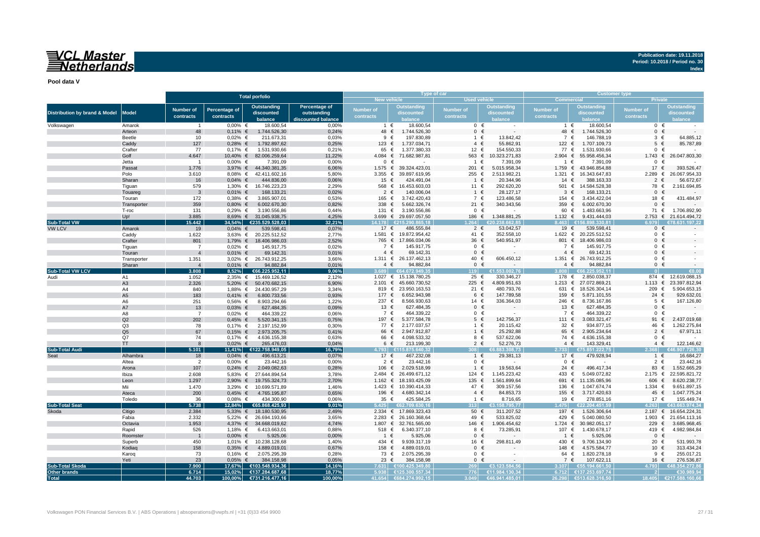**Publication date: 19.11.2018**
**Period: 10.2018 / Period no. 30**

**Pool data V**

| Distribution by brand & Model | Model | Total porfolio | | | | Type of car | | | | Customer type | | | |
|---|---|---|---|---|---|---|---|---|---|---|---|---|---|
| | | | | | | New vehicle | | Used vehicle | | Commercial | | Private | |
| | | Number of contracts | Percentage of contracts | Outstanding discounted balance | Percentage of outstanding discounted balance | Number of contracts | Outstanding discounted balance | Number of contracts | Outstanding discounted balance | Number of contracts | Outstanding discounted balance | Number of contracts | Outstanding discounted balance |
| Volkswagen | Amarok | 1 | 0,00% | € 18.600,54 | 0,00% | 1 | € 18.600,54 | 0 | € - | 1 | € 18.600,54 | 0 | € - |
| | Arteon | 48 | 0,11% | € 1.744.526,30 | 0,24% | 48 | € 1.744.526,30 | 0 | € - | 48 | € 1.744.526,30 | 0 | € - |
| | Beetle | 10 | 0,02% | € 211.673,31 | 0,03% | 9 | € 197.830,89 | 1 | € 13.842,42 | 7 | € 146.788,19 | 3 | € 64.885,12 |
| | Caddy | 127 | 0,28% | € 1.792.897,62 | 0,25% | 123 | € 1.737.034,71 | 4 | € 55.862,91 | 122 | € 1.707.109,73 | 5 | € 85.787,89 |
| | Crafter | 77 | 0,17% | € 1.531.930,66 | 0,21% | 65 | € 1.377.380,33 | 12 | € 154.550,33 | 77 | € 1.531.930,66 | 0 | € - |
| | Golf | 4.647 | 10,40% | € 82.006.259,64 | 11,22% | 4.084 | € 71.682.987,81 | 563 | € 10.323.271,83 | 2.904 | € 55.958.456,34 | 1.743 | € 26.047.803,30 |
| | Jetta | 1 | 0,00% | € 7.391,09 | 0,00% | 0 | € - | 1 | € 7.391,09 | 1 | € 7.391,09 | 0 | € - |
| | Passat | 1.776 | 3,97% | € 44.340.381,35 | 6,06% | 1.575 | € 39.324.423,01 | 201 | € 5.015.958,34 | 1.759 | € 43.946.854,88 | 17 | € 393.526,47 |
| | Polo | 3.610 | 8,08% | € 42.411.602,16 | 5,80% | 3.355 | € 39.897.619,95 | 255 | € 2.513.982,21 | 1.321 | € 16.343.647,83 | 2.289 | € 26.067.954,33 |
| | Sharan | 16 | 0,04% | € 444.836,00 | 0,06% | 15 | € 424.491,04 | 1 | € 20.344,96 | 14 | € 388.163,33 | 2 | € 56.672,67 |
| | Tiguan | 579 | 1,30% | € 16.746.223,23 | 2,29% | 568 | € 16.453.603,03 | 11 | € 292.620,20 | 501 | € 14.584.528,38 | 78 | € 2.161.694,85 |
| | Touareg | 3 | 0,01% | € 168.133,21 | 0,02% | 2 | € 140.006,04 | 1 | € 28.127,17 | 3 | € 168.133,21 | 0 | € - |
| | Touran | 172 | 0,38% | € 3.865.907,01 | 0,53% | 165 | € 3.742.420,43 | 7 | € 123.486,58 | 154 | € 3.434.422,04 | 18 | € 431.484,97 |
| | Transporter | 359 | 0,80% | € 6.002.670,30 | 0,82% | 338 | € 5.662.326,74 | 21 | € 340.343,56 | 359 | € 6.002.670,30 | 0 | € - |
| | T-roc | 131 | 0,29% | € 3.190.556,86 | 0,44% | 131 | € 3.190.556,86 | 0 | € - | 60 | € 1.483.663,96 | 71 | € 1.706.892,90 |
| | Up! | 3.885 | 8,69% | € 31.045.938,75 | 4,25% | 3.699 | € 29.697.057,50 | 186 | € 1.348.881,25 | 1.132 | € 9.431.444,03 | 2.753 | € 21.614.494,72 |
| **Sub-Total VW** | | **15.442** | **34,54%** | **€235.529.528,03** | **32,21%** | **14.178** | **€215.290.865,18** | **1.264** | **€20.238.662,85** | **8.463** | **€156.898.330,81** | **6.979** | **€78.631.197,22** |
| VW LCV | Amarok | 19 | 0,04% | € 539.598,41 | 0,07% | 17 | € 486.555,84 | 2 | € 53.042,57 | 19 | € 539.598,41 | 0 | € - |
| | Caddy | 1.622 | 3,63% | € 20.225.512,52 | 2,77% | 1.581 | € 19.872.954,42 | 41 | € 352.558,10 | 1.622 | € 20.225.512,52 | 0 | € - |
| | Crafter | 801 | 1,79% | € 18.406.986,03 | 2,52% | 765 | € 17.866.034,06 | 36 | € 540.951,97 | 801 | € 18.406.986,03 | 0 | € - |
| | Tiguan | 7 | 0,02% | € 145.917,75 | 0,02% | 7 | € 145.917,75 | 0 | € - | 7 | € 145.917,75 | 0 | € - |
| | Touran | 4 | 0,01% | € 69.142,31 | 0,01% | 4 | € 69.142,31 | 0 | € - | 4 | € 69.142,31 | 0 | € - |
| | Transporter | 1.351 | 3,02% | € 26.743.912,25 | 3,66% | 1.311 | € 26.137.462,13 | 40 | € 606.450,12 | 1.351 | € 26.743.912,25 | 0 | € - |
| | Sharan | 4 | 0,01% | € 94.882,84 | 0,01% | 4 | € 94.882,84 | 0 | € - | 4 | € 94.882,84 | 0 | € - |
| **Sub-Total VW LCV** | | **3.808** | **8,52%** | **€66.225.952,11** | **9,06%** | **3.689** | **€64.672.949,35** | **119** | **€1.553.002,76** | **3.808** | **€66.225.952,11** | **0** | **€0,00** |
| Audi | A1 | 1.052 | 2,35% | € 15.469.126,52 | 2,12% | 1.027 | € 15.138.780,25 | 25 | € 330.346,27 | 178 | € 2.850.038,37 | 874 | € 12.619.088,15 |
| | A3 | 2.326 | 5,20% | € 50.470.682,15 | 6,90% | 2.101 | € 45.660.730,52 | 225 | € 4.809.951,63 | 1.213 | € 27.072.869,21 | 1.113 | € 23.397.812,94 |
| | A4 | 840 | 1,88% | € 24.430.957,29 | 3,34% | 819 | € 23.950.163,53 | 21 | € 480.793,76 | 631 | € 18.526.304,14 | 209 | € 5.904.653,15 |
| | A5 | 183 | 0,41% | € 6.800.733,56 | 0,93% | 177 | € 6.652.943,98 | 6 | € 147.789,58 | 159 | € 5.871.101,55 | 24 | € 929.632,01 |
| | A6 | 251 | 0,56% | € 8.903.294,66 | 1,22% | 237 | € 8.566.930,63 | 14 | € 336.364,03 | 246 | € 8.736.167,86 | 5 | € 167.126,80 |
| | A7 | 13 | 0,03% | € 627.484,35 | 0,09% | 13 | € 627.484,35 | 0 | € - | 13 | € 627.484,35 | 0 | € - |
| | A8 | 7 | 0,02% | € 464.339,22 | 0,06% | 7 | € 464.339,22 | 0 | € - | 7 | € 464.339,22 | 0 | € - |
| | Q2 | 202 | 0,45% | € 5.520.341,15 | 0,75% | 197 | € 5.377.584,78 | 5 | € 142.756,37 | 111 | € 3.083.321,47 | 91 | € 2.437.019,68 |
| | Q3 | 78 | 0,17% | € 2.197.152,99 | 0,30% | 77 | € 2.177.037,57 | 1 | € 20.115,42 | 32 | € 934.877,15 | 46 | € 1.262.275,84 |
| | Q5 | 67 | 0,15% | € 2.973.205,75 | 0,41% | 66 | € 2.947.912,87 | 1 | € 25.292,88 | 65 | € 2.905.234,64 | 2 | € 67.971,11 |
| | Q7 | 74 | 0,17% | € 4.636.155,38 | 0,63% | 66 | € 4.098.533,32 | 8 | € 537.622,06 | 74 | € 4.636.155,38 | 0 | € - |
| | TT | 8 | 0,02% | € 265.476,03 | 0,04% | 6 | € 213.199,30 | 2 | € 52.276,73 | 4 | € 143.329,41 | 4 | € 122.146,62 |
| **Sub-Total Audi** | | **5.101** | **11,41%** | **€122.758.949,05** | **16,79%** | **4.793** | **€115.875.640,32** | **308** | **€6.883.308,73** | **2.733** | **€75.851.222,75** | **2.368** | **€46.907.726,30** |
| Seat | Alhambra | 18 | 0,04% | € 496.613,21 | 0,07% | 17 | € 467.232,08 | 1 | € 29.381,13 | 17 | € 479.928,94 | 1 | € 16.684,27 |
| | Altea | 2 | 0,00% | € 23.442,16 | 0,00% | 2 | € 23.442,16 | 0 | € - | 0 | € - | 2 | € 23.442,16 |
| | Arona | 107 | 0,24% | € 2.049.082,63 | 0,28% | 106 | € 2.029.518,99 | 1 | € 19.563,64 | 24 | € 496.417,34 | 83 | € 1.552.665,29 |
| | Ibiza | 2.608 | 5,83% | € 27.644.894,54 | 3,78% | 2.484 | € 26.499.671,12 | 124 | € 1.145.223,42 | 433 | € 5.049.072,82 | 2.175 | € 22.595.821,72 |
| | Leon | 1.297 | 2,90% | € 19.755.324,73 | 2,70% | 1.162 | € 18.193.425,09 | 135 | € 1.561.899,64 | 691 | € 11.135.085,96 | 606 | € 8.620.238,77 |
| | Mii | 1.470 | 3,29% | € 10.699.571,89 | 1,46% | 1.423 | € 10.390.414,33 | 47 | € 309.157,56 | 136 | € 1.047.674,74 | 1.334 | € 9.651.897,15 |
| | Ateca | 200 | 0,45% | € 4.765.195,87 | 0,65% | 196 | € 4.680.342,14 | 4 | € 84.853,73 | 155 | € 3.717.420,63 | 45 | € 1.047.775,24 |
| | Toledo | 36 | 0,08% | € 434.300,90 | 0,06% | 35 | € 425.584,25 | 1 | € 8.716,65 | 19 | € 278.851,16 | 17 | € 155.449,74 |
| **Sub-Total Seat** | | **5.738** | **12,84%** | **€65.868.425,93** | **9,01%** | **5.425** | **€62.709.630,16** | **313** | **€3.158.795,77** | **1.475** | **€22.204.451,59** | **4.263** | **€43.663.974,34** |
| Skoda | Citigo | 2.384 | 5,33% | € 18.180.530,95 | 2,49% | 2.334 | € 17.869.323,43 | 50 | € 311.207,52 | 197 | € 1.526.306,64 | 2.187 | € 16.654.224,31 |
| | Fabia | 2.332 | 5,22% | € 26.694.193,66 | 3,65% | 2.283 | € 26.160.368,64 | 49 | € 533.825,02 | 429 | € 5.040.080,50 | 1.903 | € 21.654.113,16 |
| | Octavia | 1.953 | 4,37% | € 34.668.019,62 | 4,74% | 1.807 | € 32.761.565,00 | 146 | € 1.906.454,62 | 1.724 | € 30.982.051,17 | 229 | € 3.685.968,45 |
| | Rapid | 526 | 1,18% | € 6.413.663,01 | 0,88% | 518 | € 6.340.377,10 | 8 | € 73.285,91 | 107 | € 1.430.678,17 | 419 | € 4.982.984,84 |
| | Roomster | 1 | 0,00% | € 5.925,06 | 0,00% | 1 | € 5.925,06 | 0 | € - | 1 | € 5.925,06 | 0 | € - |
| | Superb | 450 | 1,01% | € 10.238.128,68 | 1,40% | 434 | € 9.939.317,19 | 16 | € 298.811,49 | 430 | € 9.706.134,90 | 20 | € 531.993,78 |
| | Kodiaq | 158 | 0,35% | € 4.889.019,01 | 0,67% | 158 | € 4.889.019,01 | 0 | € - | 148 | € 4.575.584,77 | 10 | € 313.434,24 |
| | Karoq | 73 | 0,16% | € 2.075.295,39 | 0,28% | 73 | € 2.075.295,39 | 0 | € - | 64 | € 1.820.278,18 | 9 | € 255.017,21 |
| | Yeti | 23 | 0,05% | € 384.158,98 | 0,05% | 23 | € 384.158,98 | 0 | € - | 7 | € 107.622,11 | 16 | € 276.536,87 |
| **Sub-Total Skoda** | | **7.900** | **17,67%** | **€103.548.934,36** | **14,16%** | **7.631** | **€100.425.349,80** | **269** | **€3.123.584,56** | **3.107** | **€55.194.661,50** | **4.793** | **€48.354.272,86** |
| **Other brands** | | **6.714** | **15,02%** | **€137.284.687,68** | **18,77%** | **5.938** | **€125.300.557,34** | **776** | **€11.984.130,34** | **6.712** | **€137.253.697,74** | **2** | **€30.989,94** |
| **Total** | | **44.703** | **100,00%** | **€731.216.477,16** | **100,00%** | **41.654** | **€684.274.992,15** | **3.049** | **€46.941.485,01** | **26.298** | **€513.628.316,50** | **18.405** | **€217.588.160,66** |

Volkswagen PON Financial Services B.V. | ABS Operations | absoperations@vwpfs.nl | +31 (0)33 454 9900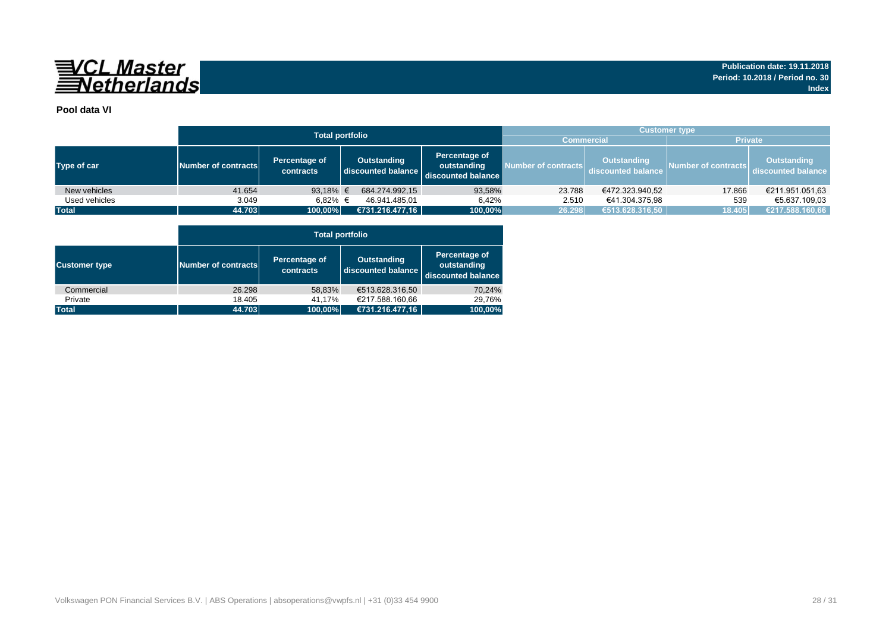VCL Master Netherlands

Publication date: 19.11.2018
Period: 10.2018 / Period no. 30
Index

**Pool data VI**

| | Total portfolio | | | | Customer type | | | |
|---|---|---|---|---|---|---|---|---|
| | | | | | Commercial | | Private | |
| Type of car | Number of contracts | Percentage of contracts | Outstanding discounted balance | Percentage of outstanding discounted balance | Number of contracts | Outstanding discounted balance | Number of contracts | Outstanding discounted balance |
| New vehicles | 41.654 | 93,18% | € 684.274.992,15 | 93,58% | 23.788 | €472.323.940,52 | 17.866 | €211.951.051,63 |
| Used vehicles | 3.049 | 6,82% | € 46.941.485,01 | 6,42% | 2.510 | €41.304.375,98 | 539 | €5.637.109,03 |
| **Total** | **44.703** | **100,00%** | **€731.216.477,16** | **100,00%** | **26.298** | **€513.628.316,50** | **18.405** | **€217.588.160,66** |

| | Total portfolio | | | |
|---|---|---|---|---|
| Customer type | Number of contracts | Percentage of contracts | Outstanding discounted balance | Percentage of outstanding discounted balance |
| Commercial | 26.298 | 58,83% | €513.628.316,50 | 70,24% |
| Private | 18.405 | 41,17% | €217.588.160,66 | 29,76% |
| **Total** | **44.703** | **100,00%** | **€731.216.477,16** | **100,00%** |

Volkswagen PON Financial Services B.V. | ABS Operations | absoperations@vwpfs.nl | +31 (0)33 454 9900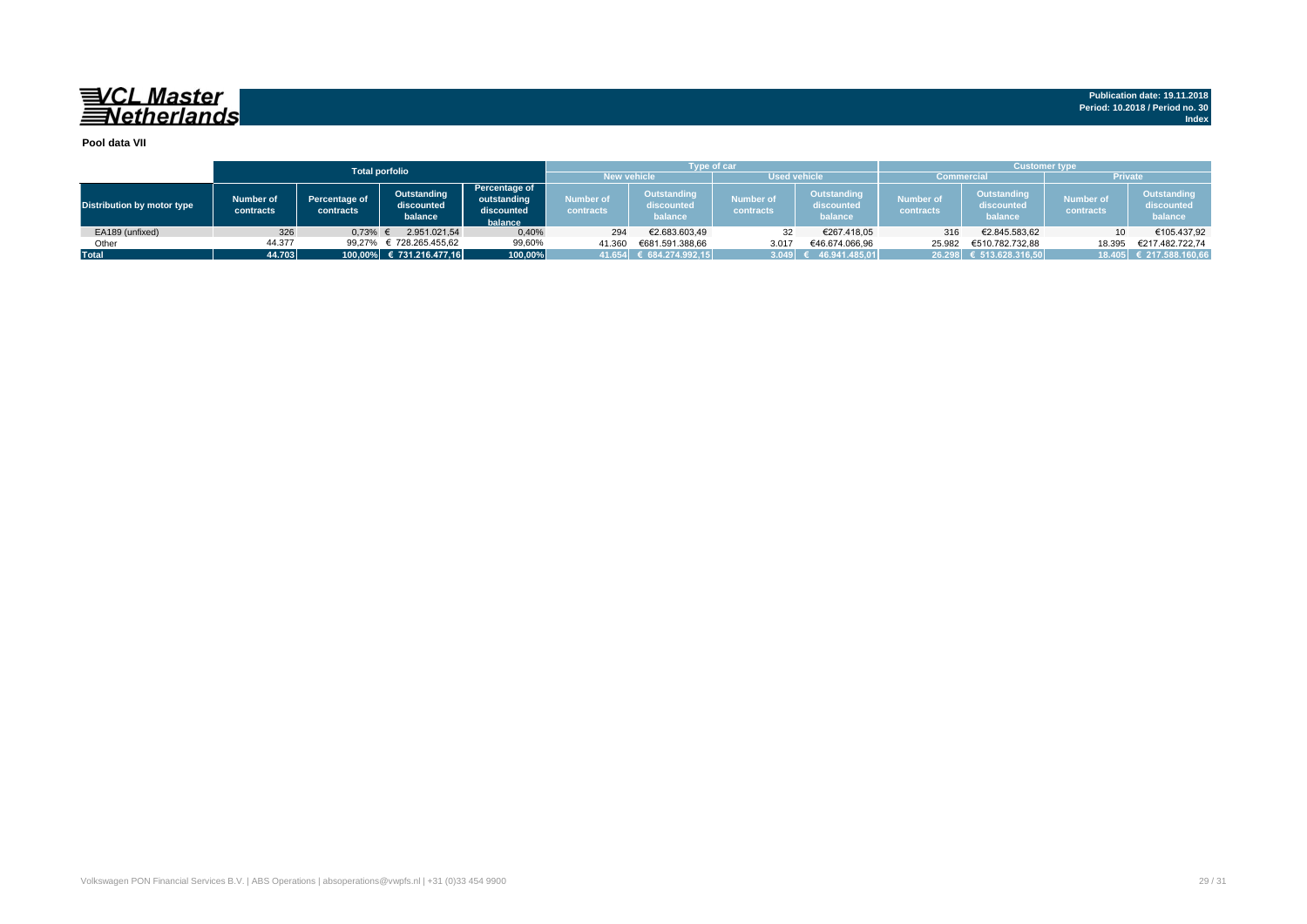**VCL Master Netherlands**

**Publication date: 19.11.2018**
**Period: 10.2018 / Period no. 30**
**Index**

## Pool data VII

| | Total porfolio | | | | Type of car | | | | Customer type | | | |
|---|---|---|---|---|---|---|---|---|---|---|---|---|
| | | | | | New vehicle | | Used vehicle | | Commercial | | Private | |
| Distribution by motor type | Number of contracts | Percentage of contracts | Outstanding discounted balance | Percentage of outstanding discounted balance | Number of contracts | Outstanding discounted balance | Number of contracts | Outstanding discounted balance | Number of contracts | Outstanding discounted balance | Number of contracts | Outstanding discounted balance |
| EA189 (unfixed) | 326 | 0,73% | € 2.951.021,54 | 0,40% | 294 | €2.683.603,49 | 32 | €267.418,05 | 316 | €2.845.583,62 | 10 | €105.437,92 |
| Other | 44.377 | 99,27% | € 728.265.455,62 | 99,60% | 41.360 | €681.591.388,66 | 3.017 | €46.674.066,96 | 25.982 | €510.782.732,88 | 18.395 | €217.482.722,74 |
| **Total** | **44.703** | **100,00%** | **€ 731.216.477,16** | **100,00%** | **41.654** | **€ 684.274.992,15** | **3.049** | **€ 46.941.485,01** | **26.298** | **€ 513.628.316,50** | **18.405** | **€ 217.588.160,66** |

Volkswagen PON Financial Services B.V. | ABS Operations | absoperations@vwpfs.nl | +31 (0)33 454 9900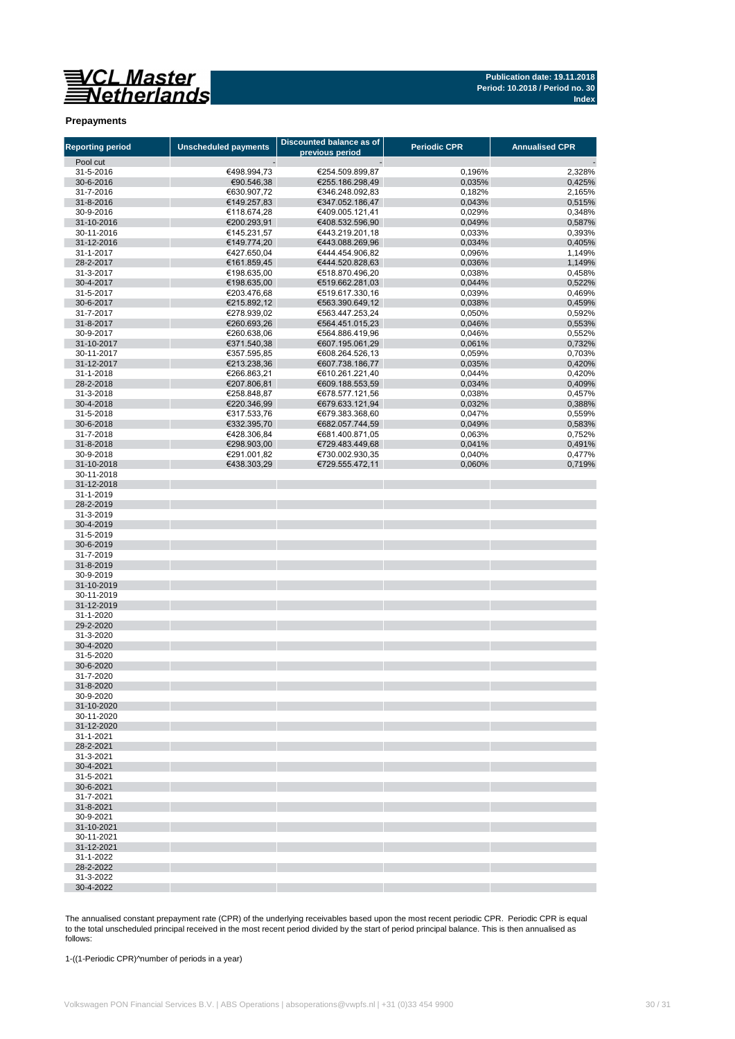**Publication date: 19.11.2018**
**Period: 10.2018 / Period no. 30**
**Index**

## Prepayments

| Reporting period | Unscheduled payments | Discounted balance as of previous period | Periodic CPR | Annualised CPR |
|---|---|---|---|---|
| Pool cut | - | - | | - |
| 31-5-2016 | €498.994,73 | €254.509.899,87 | 0,196% | 2,328% |
| 30-6-2016 | €90.546,38 | €255.186.298,49 | 0,035% | 0,425% |
| 31-7-2016 | €630.907,72 | €346.248.092,83 | 0,182% | 2,165% |
| 31-8-2016 | €149.257,83 | €347.052.186,47 | 0,043% | 0,515% |
| 30-9-2016 | €118.674,28 | €409.005.121,41 | 0,029% | 0,348% |
| 31-10-2016 | €200.293,91 | €408.532.596,90 | 0,049% | 0,587% |
| 30-11-2016 | €145.231,57 | €443.219.201,18 | 0,033% | 0,393% |
| 31-12-2016 | €149.774,20 | €443.088.269,96 | 0,034% | 0,405% |
| 31-1-2017 | €427.650,04 | €444.454.906,82 | 0,096% | 1,149% |
| 28-2-2017 | €161.859,45 | €444.520.828,63 | 0,036% | 1,149% |
| 31-3-2017 | €198.635,00 | €518.870.496,20 | 0,038% | 0,458% |
| 30-4-2017 | €198.635,00 | €519.662.281,03 | 0,044% | 0,522% |
| 31-5-2017 | €203.476,68 | €519.617.330,16 | 0,039% | 0,469% |
| 30-6-2017 | €215.892,12 | €563.390.649,12 | 0,038% | 0,459% |
| 31-7-2017 | €278.939,02 | €563.447.253,24 | 0,050% | 0,592% |
| 31-8-2017 | €260.693,26 | €564.451.015,23 | 0,046% | 0,553% |
| 30-9-2017 | €260.638,06 | €564.886.419,96 | 0,046% | 0,552% |
| 31-10-2017 | €371.540,38 | €607.195.061,29 | 0,061% | 0,732% |
| 30-11-2017 | €357.595,85 | €608.264.526,13 | 0,059% | 0,703% |
| 31-12-2017 | €213.238,36 | €607.738.186,77 | 0,035% | 0,420% |
| 31-1-2018 | €266.863,21 | €610.261.221,40 | 0,044% | 0,420% |
| 28-2-2018 | €207.806,81 | €609.188.553,59 | 0,034% | 0,409% |
| 31-3-2018 | €258.848,87 | €678.577.121,56 | 0,038% | 0,457% |
| 30-4-2018 | €220.346,99 | €679.633.121,94 | 0,032% | 0,388% |
| 31-5-2018 | €317.533,76 | €679.383.368,60 | 0,047% | 0,559% |
| 30-6-2018 | €332.395,70 | €682.057.744,59 | 0,049% | 0,583% |
| 31-7-2018 | €428.306,84 | €681.400.871,05 | 0,063% | 0,752% |
| 31-8-2018 | €298.903,00 | €729.483.449,68 | 0,041% | 0,491% |
| 30-9-2018 | €291.001,82 | €730.002.930,35 | 0,040% | 0,477% |
| 31-10-2018 | €438.303,29 | €729.555.472,11 | 0,060% | 0,719% |
| 30-11-2018 | | | | |
| 31-12-2018 | | | | |
| 31-1-2019 | | | | |
| 28-2-2019 | | | | |
| 31-3-2019 | | | | |
| 30-4-2019 | | | | |
| 31-5-2019 | | | | |
| 30-6-2019 | | | | |
| 31-7-2019 | | | | |
| 31-8-2019 | | | | |
| 30-9-2019 | | | | |
| 31-10-2019 | | | | |
| 30-11-2019 | | | | |
| 31-12-2019 | | | | |
| 31-1-2020 | | | | |
| 29-2-2020 | | | | |
| 31-3-2020 | | | | |
| 30-4-2020 | | | | |
| 31-5-2020 | | | | |
| 30-6-2020 | | | | |
| 31-7-2020 | | | | |
| 31-8-2020 | | | | |
| 30-9-2020 | | | | |
| 31-10-2020 | | | | |
| 30-11-2020 | | | | |
| 31-12-2020 | | | | |
| 31-1-2021 | | | | |
| 28-2-2021 | | | | |
| 31-3-2021 | | | | |
| 30-4-2021 | | | | |
| 31-5-2021 | | | | |
| 30-6-2021 | | | | |
| 31-7-2021 | | | | |
| 31-8-2021 | | | | |
| 30-9-2021 | | | | |
| 31-10-2021 | | | | |
| 30-11-2021 | | | | |
| 31-12-2021 | | | | |
| 31-1-2022 | | | | |
| 28-2-2022 | | | | |
| 31-3-2022 | | | | |
| 30-4-2022 | | | | |

The annualised constant prepayment rate (CPR) of the underlying receivables based upon the most recent periodic CPR. Periodic CPR is equal to the total unscheduled principal received in the most recent period divided by the start of period principal balance. This is then annualised as follows:

1-((1-Periodic CPR)^number of periods in a year)

Volkswagen PON Financial Services B.V. | ABS Operations | absoperations@vwpfs.nl | +31 (0)33 454 9900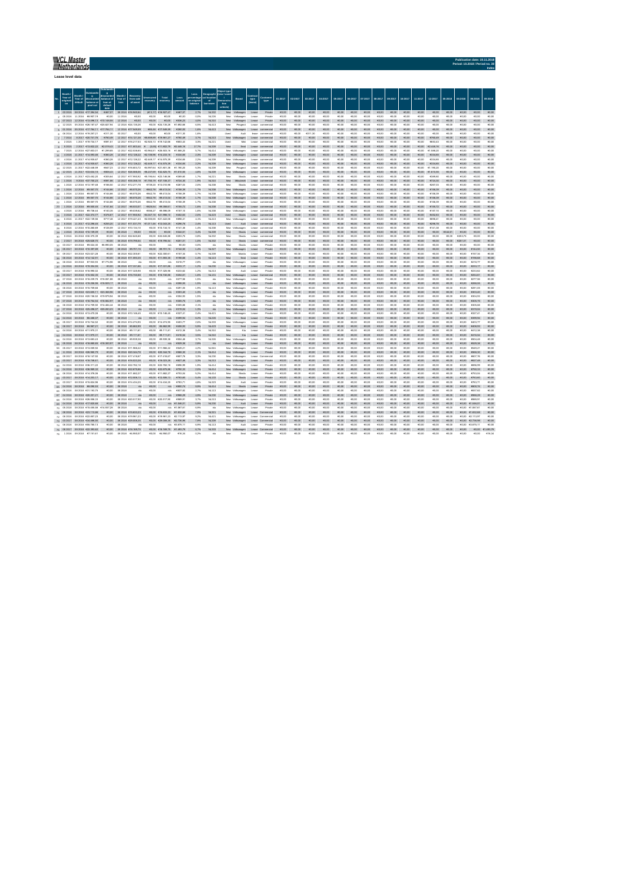# VCL Master Netherlands

**Publication date: 19.11.2018**
**Period: 10.2018 / Period no. 30**
**Index**

## Lease level data